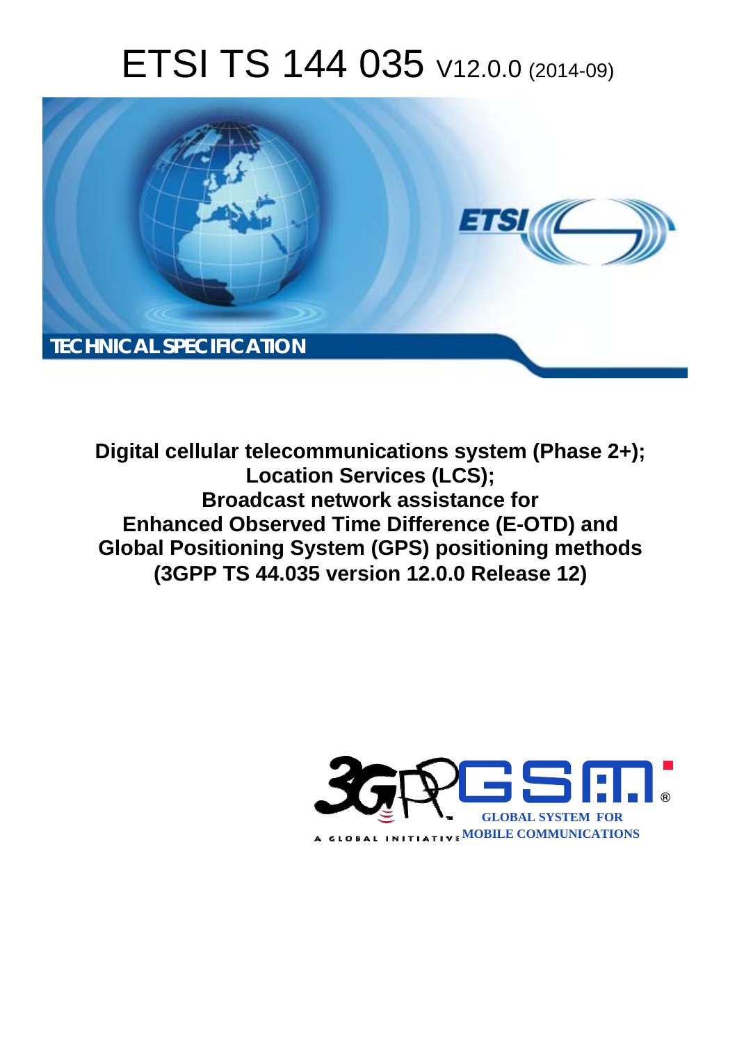# ETSI TS 144 035 V12.0.0 (2014-09)

TECHNICAL SPECIFICATION

**Digital cellular telecommunications system (Phase 2+);**
**Location Services (LCS);**
**Broadcast network assistance for**
**Enhanced Observed Time Difference (E-OTD) and**
**Global Positioning System (GPS) positioning methods**
**(3GPP TS 44.035 version 12.0.0 Release 12)**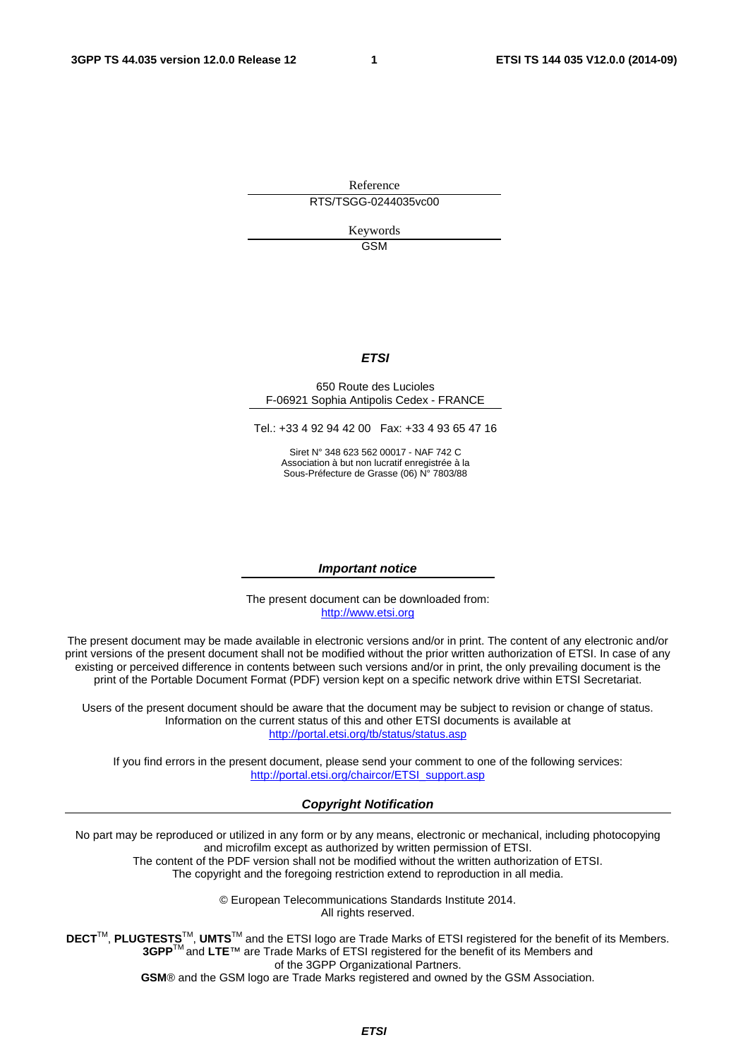Reference

RTS/TSGG-0244035vc00

Keywords

GSM

***ETSI***

650 Route des Lucioles
F-06921 Sophia Antipolis Cedex - FRANCE

Tel.: +33 4 92 94 42 00 Fax: +33 4 93 65 47 16

Siret N° 348 623 562 00017 - NAF 742 C
Association à but non lucratif enregistrée à la
Sous-Préfecture de Grasse (06) N° 7803/88

***Important notice***

The present document can be downloaded from:
http://www.etsi.org

The present document may be made available in electronic versions and/or in print. The content of any electronic and/or print versions of the present document shall not be modified without the prior written authorization of ETSI. In case of any existing or perceived difference in contents between such versions and/or in print, the only prevailing document is the print of the Portable Document Format (PDF) version kept on a specific network drive within ETSI Secretariat.

Users of the present document should be aware that the document may be subject to revision or change of status. Information on the current status of this and other ETSI documents is available at
http://portal.etsi.org/tb/status/status.asp

If you find errors in the present document, please send your comment to one of the following services:
http://portal.etsi.org/chaircor/ETSI_support.asp

***Copyright Notification***

No part may be reproduced or utilized in any form or by any means, electronic or mechanical, including photocopying and microfilm except as authorized by written permission of ETSI.
The content of the PDF version shall not be modified without the written authorization of ETSI.
The copyright and the foregoing restriction extend to reproduction in all media.

© European Telecommunications Standards Institute 2014.
All rights reserved.

**DECT**™, **PLUGTESTS**™, **UMTS**™ and the ETSI logo are Trade Marks of ETSI registered for the benefit of its Members.
**3GPP**™ and **LTE**™ are Trade Marks of ETSI registered for the benefit of its Members and of the 3GPP Organizational Partners.
**GSM**® and the GSM logo are Trade Marks registered and owned by the GSM Association.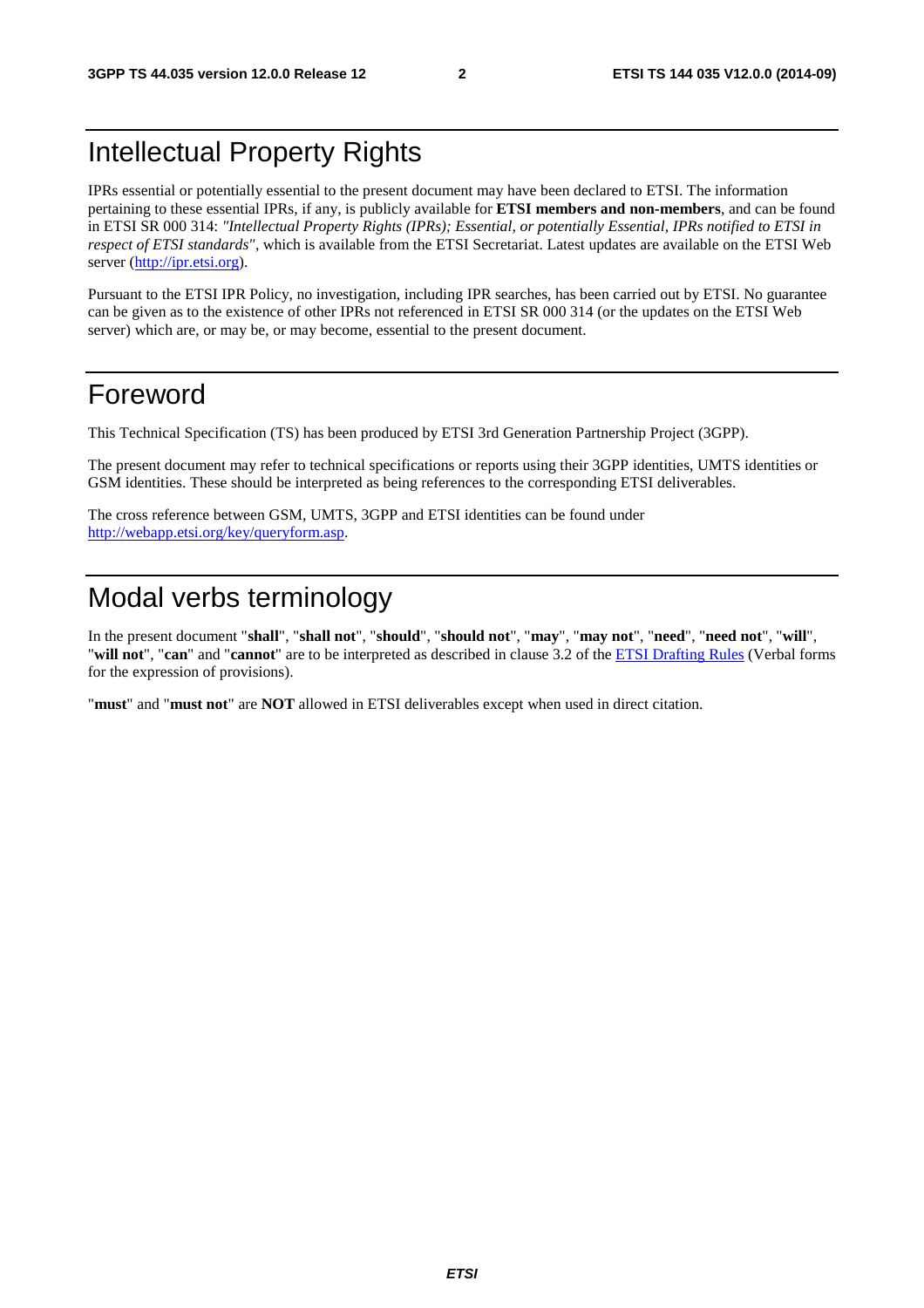# Intellectual Property Rights

IPRs essential or potentially essential to the present document may have been declared to ETSI. The information pertaining to these essential IPRs, if any, is publicly available for **ETSI members and non-members**, and can be found in ETSI SR 000 314: *"Intellectual Property Rights (IPRs); Essential, or potentially Essential, IPRs notified to ETSI in respect of ETSI standards"*, which is available from the ETSI Secretariat. Latest updates are available on the ETSI Web server (http://ipr.etsi.org).

Pursuant to the ETSI IPR Policy, no investigation, including IPR searches, has been carried out by ETSI. No guarantee can be given as to the existence of other IPRs not referenced in ETSI SR 000 314 (or the updates on the ETSI Web server) which are, or may be, or may become, essential to the present document.

# Foreword

This Technical Specification (TS) has been produced by ETSI 3rd Generation Partnership Project (3GPP).

The present document may refer to technical specifications or reports using their 3GPP identities, UMTS identities or GSM identities. These should be interpreted as being references to the corresponding ETSI deliverables.

The cross reference between GSM, UMTS, 3GPP and ETSI identities can be found under http://webapp.etsi.org/key/queryform.asp.

# Modal verbs terminology

In the present document "**shall**", "**shall not**", "**should**", "**should not**", "**may**", "**may not**", "**need**", "**need not**", "**will**", "**will not**", "**can**" and "**cannot**" are to be interpreted as described in clause 3.2 of the ETSI Drafting Rules (Verbal forms for the expression of provisions).

"**must**" and "**must not**" are **NOT** allowed in ETSI deliverables except when used in direct citation.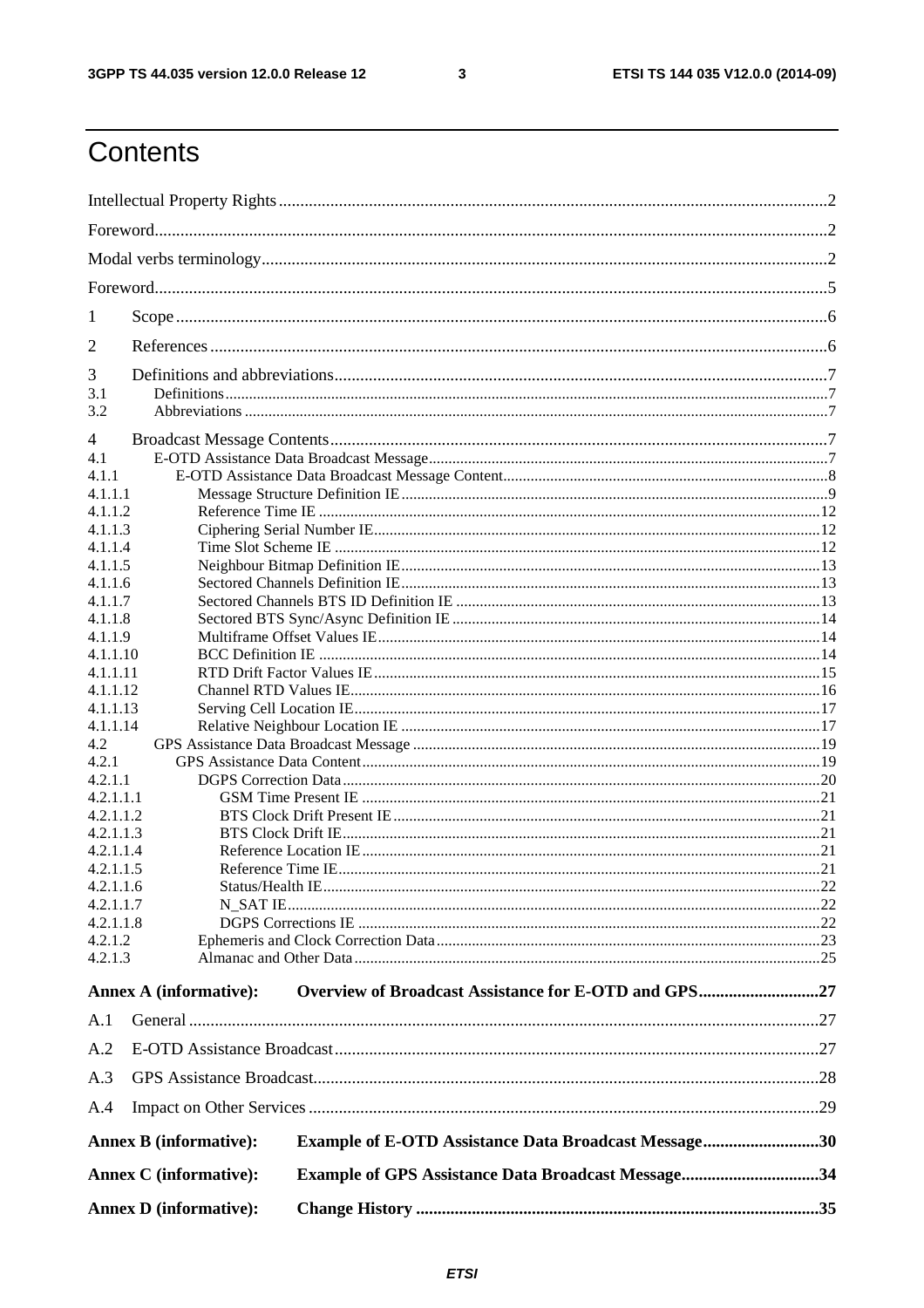# Contents

Intellectual Property Rights ..... 2

Foreword ..... 2

Modal verbs terminology ..... 2

Foreword ..... 5

1 Scope ..... 6

2 References ..... 6

3 Definitions and abbreviations ..... 7

3.1 Definitions ..... 7

3.2 Abbreviations ..... 7

4 Broadcast Message Contents ..... 7

4.1 E-OTD Assistance Data Broadcast Message ..... 7

4.1.1 E-OTD Assistance Data Broadcast Message Content ..... 8

4.1.1.1 Message Structure Definition IE ..... 9

4.1.1.2 Reference Time IE ..... 12

4.1.1.3 Ciphering Serial Number IE ..... 12

4.1.1.4 Time Slot Scheme IE ..... 12

4.1.1.5 Neighbour Bitmap Definition IE ..... 13

4.1.1.6 Sectored Channels Definition IE ..... 13

4.1.1.7 Sectored Channels BTS ID Definition IE ..... 13

4.1.1.8 Sectored BTS Sync/Async Definition IE ..... 14

4.1.1.9 Multiframe Offset Values IE ..... 14

4.1.1.10 BCC Definition IE ..... 14

4.1.1.11 RTD Drift Factor Values IE ..... 15

4.1.1.12 Channel RTD Values IE ..... 16

4.1.1.13 Serving Cell Location IE ..... 17

4.1.1.14 Relative Neighbour Location IE ..... 17

4.2 GPS Assistance Data Broadcast Message ..... 19

4.2.1 GPS Assistance Data Content ..... 19

4.2.1.1 DGPS Correction Data ..... 20

4.2.1.1.1 GSM Time Present IE ..... 21

4.2.1.1.2 BTS Clock Drift Present IE ..... 21

4.2.1.1.3 BTS Clock Drift IE ..... 21

4.2.1.1.4 Reference Location IE ..... 21

4.2.1.1.5 Reference Time IE ..... 21

4.2.1.1.6 Status/Health IE ..... 22

4.2.1.1.7 N_SAT IE ..... 22

4.2.1.1.8 DGPS Corrections IE ..... 22

4.2.1.2 Ephemeris and Clock Correction Data ..... 23

4.2.1.3 Almanac and Other Data ..... 25

**Annex A (informative): Overview of Broadcast Assistance for E-OTD and GPS ..... 27**

A.1 General ..... 27

A.2 E-OTD Assistance Broadcast ..... 27

A.3 GPS Assistance Broadcast ..... 28

A.4 Impact on Other Services ..... 29

**Annex B (informative): Example of E-OTD Assistance Data Broadcast Message ..... 30**

**Annex C (informative): Example of GPS Assistance Data Broadcast Message ..... 34**

**Annex D (informative): Change History ..... 35**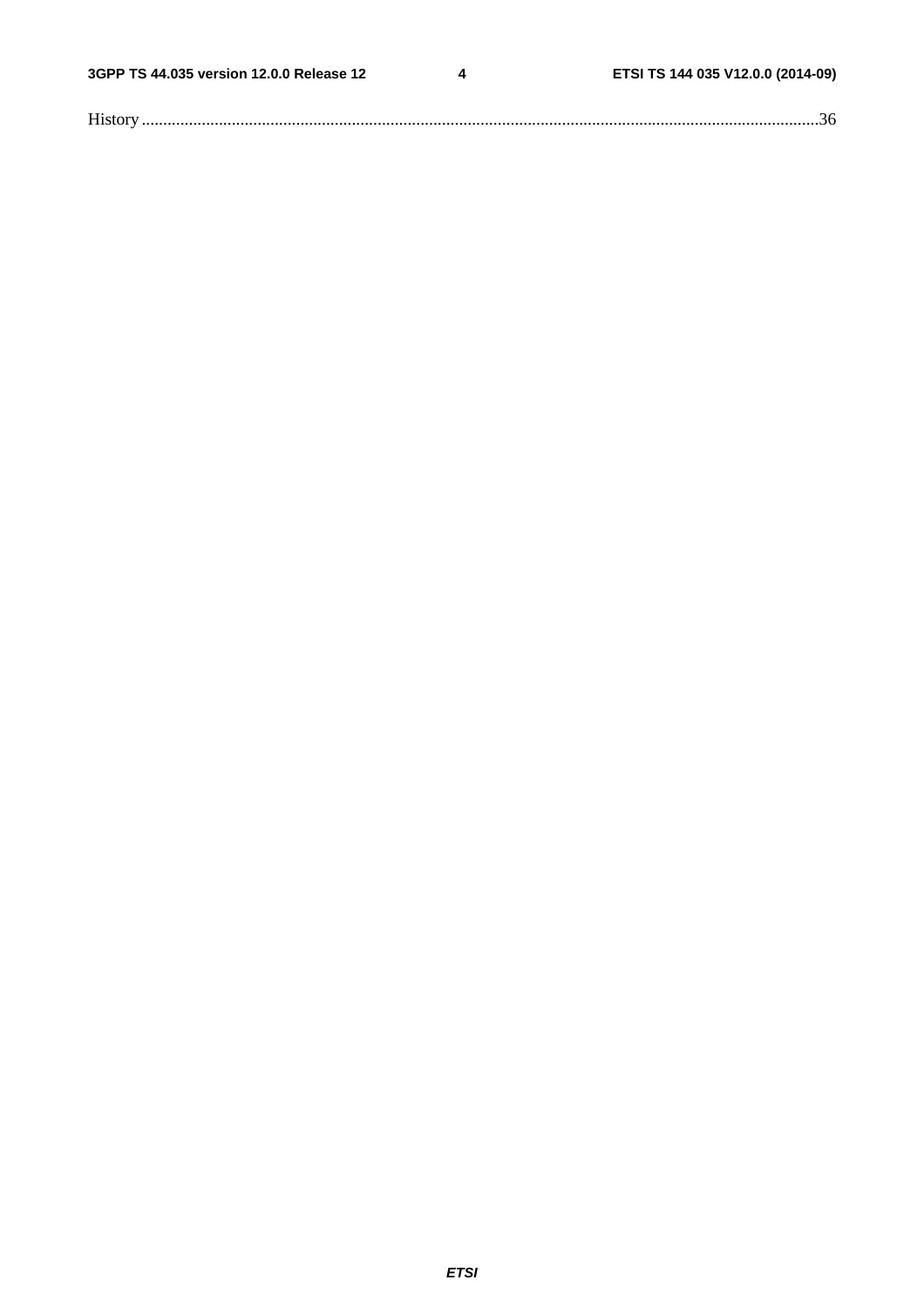History ............................................................................................................................................................36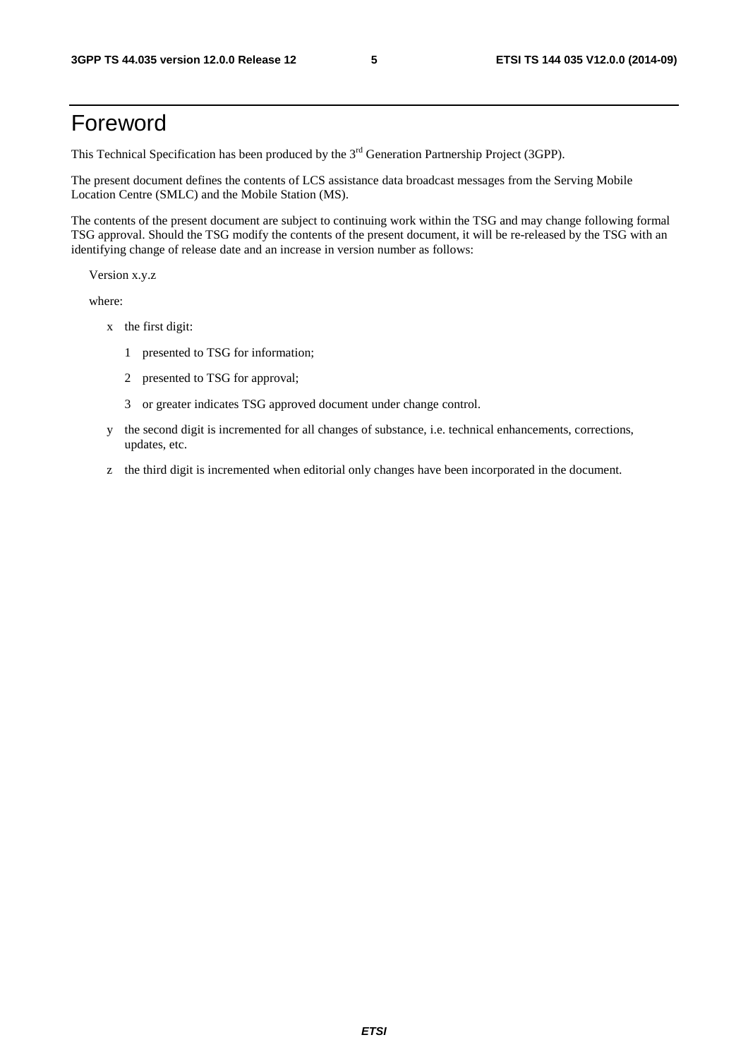# Foreword

This Technical Specification has been produced by the 3rd Generation Partnership Project (3GPP).

The present document defines the contents of LCS assistance data broadcast messages from the Serving Mobile Location Centre (SMLC) and the Mobile Station (MS).

The contents of the present document are subject to continuing work within the TSG and may change following formal TSG approval. Should the TSG modify the contents of the present document, it will be re-released by the TSG with an identifying change of release date and an increase in version number as follows:

Version x.y.z

where:

- x the first digit:
  - 1 presented to TSG for information;
  - 2 presented to TSG for approval;
  - 3 or greater indicates TSG approved document under change control.
- y the second digit is incremented for all changes of substance, i.e. technical enhancements, corrections, updates, etc.
- z the third digit is incremented when editorial only changes have been incorporated in the document.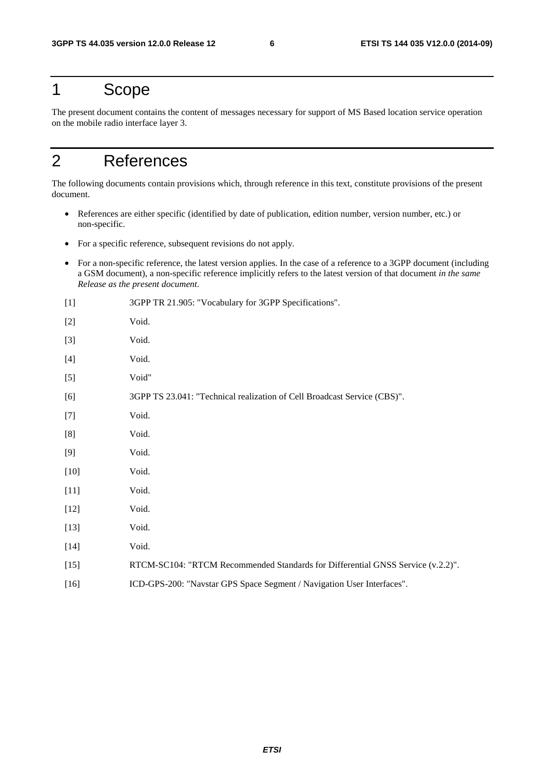# 1 Scope

The present document contains the content of messages necessary for support of MS Based location service operation on the mobile radio interface layer 3.

# 2 References

The following documents contain provisions which, through reference in this text, constitute provisions of the present document.

- References are either specific (identified by date of publication, edition number, version number, etc.) or non-specific.
- For a specific reference, subsequent revisions do not apply.
- For a non-specific reference, the latest version applies. In the case of a reference to a 3GPP document (including a GSM document), a non-specific reference implicitly refers to the latest version of that document *in the same Release as the present document*.

[1] 3GPP TR 21.905: "Vocabulary for 3GPP Specifications".

[2] Void.

[3] Void.

[4] Void.

[5] Void"

[6] 3GPP TS 23.041: "Technical realization of Cell Broadcast Service (CBS)".

[7] Void.

[8] Void.

[9] Void.

[10] Void.

[11] Void.

[12] Void.

[13] Void.

[14] Void.

[15] RTCM-SC104: "RTCM Recommended Standards for Differential GNSS Service (v.2.2)".

[16] ICD-GPS-200: "Navstar GPS Space Segment / Navigation User Interfaces".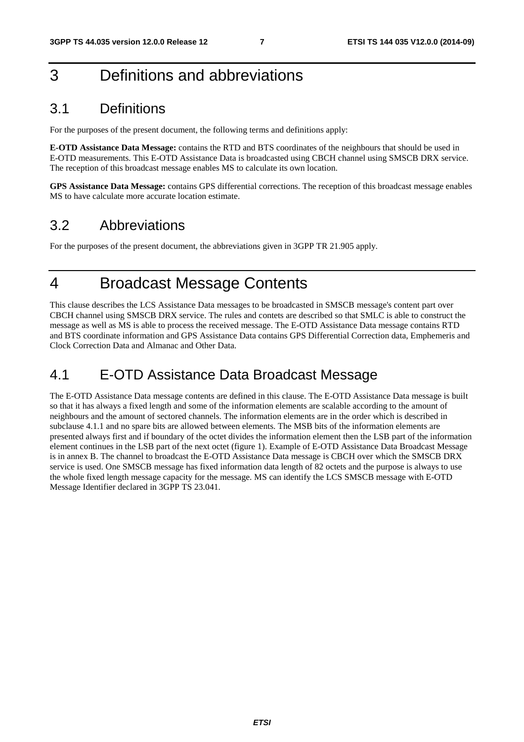# 3 Definitions and abbreviations

## 3.1 Definitions

For the purposes of the present document, the following terms and definitions apply:

**E-OTD Assistance Data Message:** contains the RTD and BTS coordinates of the neighbours that should be used in E-OTD measurements. This E-OTD Assistance Data is broadcasted using CBCH channel using SMSCB DRX service. The reception of this broadcast message enables MS to calculate its own location.

**GPS Assistance Data Message:** contains GPS differential corrections. The reception of this broadcast message enables MS to have calculate more accurate location estimate.

## 3.2 Abbreviations

For the purposes of the present document, the abbreviations given in 3GPP TR 21.905 apply.

# 4 Broadcast Message Contents

This clause describes the LCS Assistance Data messages to be broadcasted in SMSCB message's content part over CBCH channel using SMSCB DRX service. The rules and contets are described so that SMLC is able to construct the message as well as MS is able to process the received message. The E-OTD Assistance Data message contains RTD and BTS coordinate information and GPS Assistance Data contains GPS Differential Correction data, Emphemeris and Clock Correction Data and Almanac and Other Data.

## 4.1 E-OTD Assistance Data Broadcast Message

The E-OTD Assistance Data message contents are defined in this clause. The E-OTD Assistance Data message is built so that it has always a fixed length and some of the information elements are scalable according to the amount of neighbours and the amount of sectored channels. The information elements are in the order which is described in subclause 4.1.1 and no spare bits are allowed between elements. The MSB bits of the information elements are presented always first and if boundary of the octet divides the information element then the LSB part of the information element continues in the LSB part of the next octet (figure 1). Example of E-OTD Assistance Data Broadcast Message is in annex B. The channel to broadcast the E-OTD Assistance Data message is CBCH over which the SMSCB DRX service is used. One SMSCB message has fixed information data length of 82 octets and the purpose is always to use the whole fixed length message capacity for the message. MS can identify the LCS SMSCB message with E-OTD Message Identifier declared in 3GPP TS 23.041.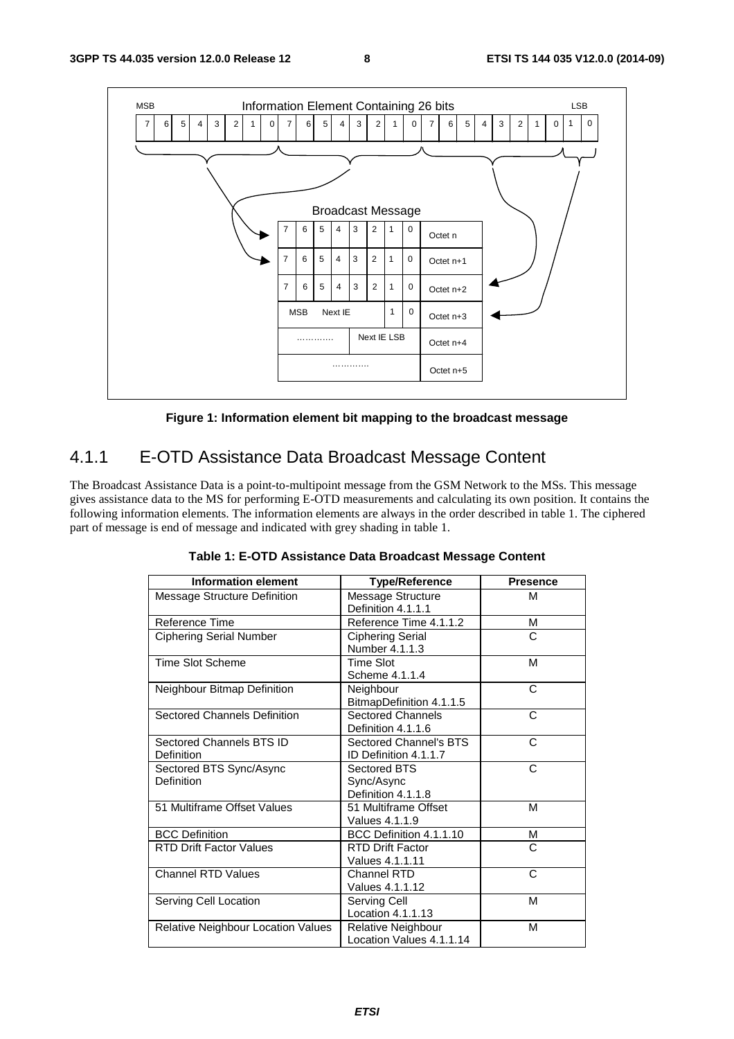MSB Information Element Containing 26 bits LSB

7 6 5 4 3 2 1 0 7 6 5 4 3 2 1 0 7 6 5 4 3 2 1 0 1 0

Broadcast Message

7 6 5 4 3 2 1 0 Octet n

7 6 5 4 3 2 1 0 Octet n+1

7 6 5 4 3 2 1 0 Octet n+2

MSB Next IE 1 0 Octet n+3

…………. Next IE LSB Octet n+4

…………. Octet n+5

**Figure 1: Information element bit mapping to the broadcast message**

## 4.1.1 E-OTD Assistance Data Broadcast Message Content

The Broadcast Assistance Data is a point-to-multipoint message from the GSM Network to the MSs. This message gives assistance data to the MS for performing E-OTD measurements and calculating its own position. It contains the following information elements. The information elements are always in the order described in table 1. The ciphered part of message is end of message and indicated with grey shading in table 1.

**Table 1: E-OTD Assistance Data Broadcast Message Content**

| Information element | Type/Reference | Presence |
|---|---|---|
| Message Structure Definition | Message Structure Definition 4.1.1.1 | M |
| Reference Time | Reference Time 4.1.1.2 | M |
| Ciphering Serial Number | Ciphering Serial Number 4.1.1.3 | C |
| Time Slot Scheme | Time Slot Scheme 4.1.1.4 | M |
| Neighbour Bitmap Definition | Neighbour BitmapDefinition 4.1.1.5 | C |
| Sectored Channels Definition | Sectored Channels Definition 4.1.1.6 | C |
| Sectored Channels BTS ID Definition | Sectored Channel's BTS ID Definition 4.1.1.7 | C |
| Sectored BTS Sync/Async Definition | Sectored BTS Sync/Async Definition 4.1.1.8 | C |
| 51 Multiframe Offset Values | 51 Multiframe Offset Values 4.1.1.9 | M |
| BCC Definition | BCC Definition 4.1.1.10 | M |
| RTD Drift Factor Values | RTD Drift Factor Values 4.1.1.11 | C |
| Channel RTD Values | Channel RTD Values 4.1.1.12 | C |
| Serving Cell Location | Serving Cell Location 4.1.1.13 | M |
| Relative Neighbour Location Values | Relative Neighbour Location Values 4.1.1.14 | M |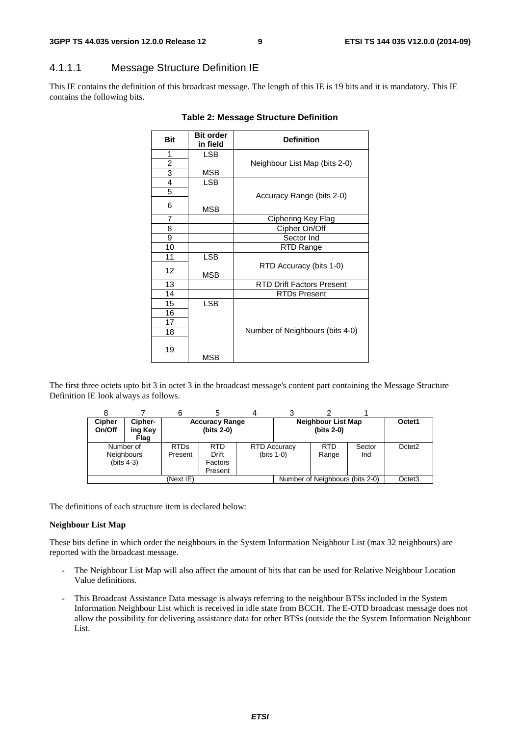### 4.1.1.1 Message Structure Definition IE

This IE contains the definition of this broadcast message. The length of this IE is 19 bits and it is mandatory. This IE contains the following bits.

**Table 2: Message Structure Definition**

| Bit | Bit order in field | Definition |
|---|---|---|
| 1 | LSB | Neighbour List Map (bits 2-0) |
| 2 | | |
| 3 | MSB | |
| 4 | LSB | Accuracy Range (bits 2-0) |
| 5 | | |
| 6 | MSB | |
| 7 | | Ciphering Key Flag |
| 8 | | Cipher On/Off |
| 9 | | Sector Ind |
| 10 | | RTD Range |
| 11 | LSB | RTD Accuracy (bits 1-0) |
| 12 | MSB | |
| 13 | | RTD Drift Factors Present |
| 14 | | RTDs Present |
| 15 | LSB | Number of Neighbours (bits 4-0) |
| 16 | | |
| 17 | | |
| 18 | | |
| 19 | MSB | |

The first three octets upto bit 3 in octet 3 in the broadcast message's content part containing the Message Structure Definition IE look always as follows.

| 8 | 7 | 6 | 5 | 4 | 3 | 2 | 1 | |
|---|---|---|---|---|---|---|---|---|
| **Cipher On/Off** | **Cipher-ing Key Flag** | **Accuracy Range (bits 2-0)** | | | **Neighbour List Map (bits 2-0)** | | | **Octet1** |
| Number of Neighbours (bits 4-3) | | RTDs Present | RTD Drift Factors Present | RTD Accuracy (bits 1-0) | | RTD Range | Sector Ind | Octet2 |
| (Next IE) | | | | | Number of Neighbours (bits 2-0) | | | Octet3 |

The definitions of each structure item is declared below:

**Neighbour List Map**

These bits define in which order the neighbours in the System Information Neighbour List (max 32 neighbours) are reported with the broadcast message.

- The Neighbour List Map will also affect the amount of bits that can be used for Relative Neighbour Location Value definitions.
- This Broadcast Assistance Data message is always referring to the neighbour BTSs included in the System Information Neighbour List which is received in idle state from BCCH. The E-OTD broadcast message does not allow the possibility for delivering assistance data for other BTSs (outside the the System Information Neighbour List.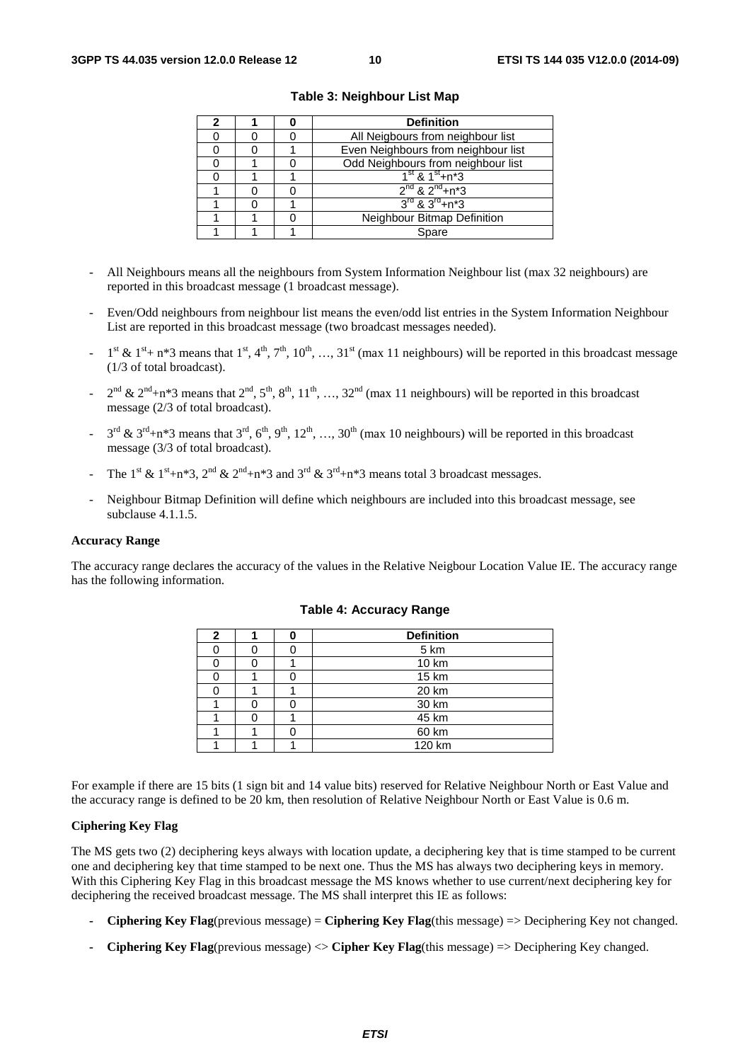**Table 3: Neighbour List Map**

| 2 | 1 | 0 | Definition |
|---|---|---|---|
| 0 | 0 | 0 | All Neigbours from neighbour list |
| 0 | 0 | 1 | Even Neighbours from neighbour list |
| 0 | 1 | 0 | Odd Neighbours from neighbour list |
| 0 | 1 | 1 | $1^{st}$ & $1^{st}$+n*3 |
| 1 | 0 | 0 | $2^{nd}$ & $2^{nd}$+n*3 |
| 1 | 0 | 1 | $3^{rd}$ & $3^{rd}$+n*3 |
| 1 | 1 | 0 | Neighbour Bitmap Definition |
| 1 | 1 | 1 | Spare |

- All Neighbours means all the neighbours from System Information Neighbour list (max 32 neighbours) are reported in this broadcast message (1 broadcast message).
- Even/Odd neighbours from neighbour list means the even/odd list entries in the System Information Neighbour List are reported in this broadcast message (two broadcast messages needed).
- $1^{st}$ & $1^{st}$+ n*3 means that $1^{st}$, $4^{th}$, $7^{th}$, $10^{th}$, …, $31^{st}$ (max 11 neighbours) will be reported in this broadcast message (1/3 of total broadcast).
- $2^{nd}$ & $2^{nd}$+n*3 means that $2^{nd}$, $5^{th}$, $8^{th}$, $11^{th}$, …, $32^{nd}$ (max 11 neighbours) will be reported in this broadcast message (2/3 of total broadcast).
- $3^{rd}$ & $3^{rd}$+n*3 means that $3^{rd}$, $6^{th}$, $9^{th}$, $12^{th}$, …, $30^{th}$ (max 10 neighbours) will be reported in this broadcast message (3/3 of total broadcast).
- The $1^{st}$ & $1^{st}$+n*3, $2^{nd}$ & $2^{nd}$+n*3 and $3^{rd}$ & $3^{rd}$+n*3 means total 3 broadcast messages.
- Neighbour Bitmap Definition will define which neighbours are included into this broadcast message, see subclause 4.1.1.5.

**Accuracy Range**

The accuracy range declares the accuracy of the values in the Relative Neigbour Location Value IE. The accuracy range has the following information.

**Table 4: Accuracy Range**

| 2 | 1 | 0 | Definition |
|---|---|---|---|
| 0 | 0 | 0 | 5 km |
| 0 | 0 | 1 | 10 km |
| 0 | 1 | 0 | 15 km |
| 0 | 1 | 1 | 20 km |
| 1 | 0 | 0 | 30 km |
| 1 | 0 | 1 | 45 km |
| 1 | 1 | 0 | 60 km |
| 1 | 1 | 1 | 120 km |

For example if there are 15 bits (1 sign bit and 14 value bits) reserved for Relative Neighbour North or East Value and the accuracy range is defined to be 20 km, then resolution of Relative Neighbour North or East Value is 0.6 m.

**Ciphering Key Flag**

The MS gets two (2) deciphering keys always with location update, a deciphering key that is time stamped to be current one and deciphering key that time stamped to be next one. Thus the MS has always two deciphering keys in memory. With this Ciphering Key Flag in this broadcast message the MS knows whether to use current/next deciphering key for deciphering the received broadcast message. The MS shall interpret this IE as follows:

- **Ciphering Key Flag**(previous message) = **Ciphering Key Flag**(this message) => Deciphering Key not changed.
- **Ciphering Key Flag**(previous message) <> **Cipher Key Flag**(this message) => Deciphering Key changed.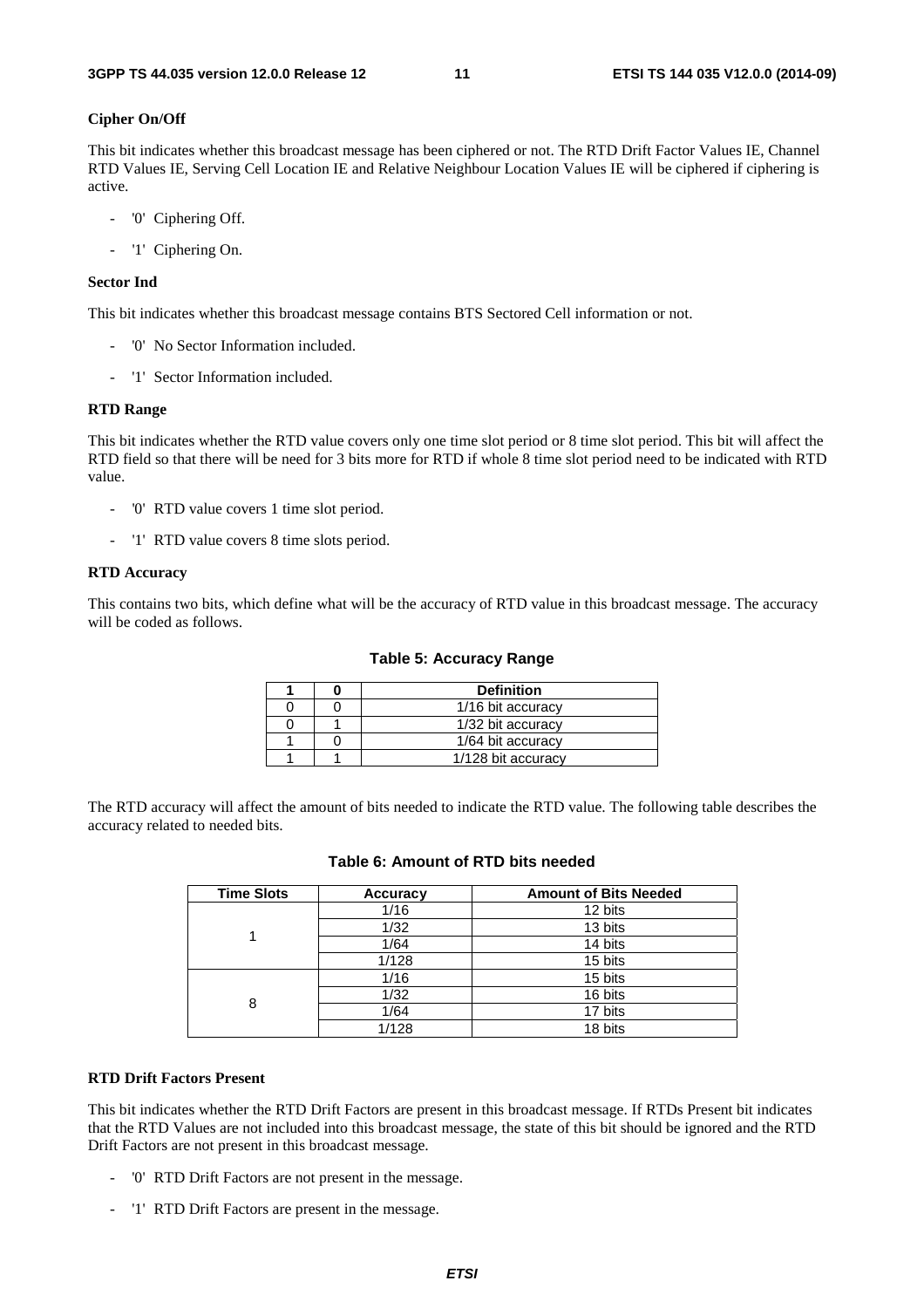**Cipher On/Off**

This bit indicates whether this broadcast message has been ciphered or not. The RTD Drift Factor Values IE, Channel RTD Values IE, Serving Cell Location IE and Relative Neighbour Location Values IE will be ciphered if ciphering is active.

- '0' Ciphering Off.
- '1' Ciphering On.

**Sector Ind**

This bit indicates whether this broadcast message contains BTS Sectored Cell information or not.

- '0' No Sector Information included.
- '1' Sector Information included.

**RTD Range**

This bit indicates whether the RTD value covers only one time slot period or 8 time slot period. This bit will affect the RTD field so that there will be need for 3 bits more for RTD if whole 8 time slot period need to be indicated with RTD value.

- '0' RTD value covers 1 time slot period.
- '1' RTD value covers 8 time slots period.

**RTD Accuracy**

This contains two bits, which define what will be the accuracy of RTD value in this broadcast message. The accuracy will be coded as follows.

**Table 5: Accuracy Range**

| 1 | 0 | Definition |
|---|---|---|
| 0 | 0 | 1/16 bit accuracy |
| 0 | 1 | 1/32 bit accuracy |
| 1 | 0 | 1/64 bit accuracy |
| 1 | 1 | 1/128 bit accuracy |

The RTD accuracy will affect the amount of bits needed to indicate the RTD value. The following table describes the accuracy related to needed bits.

**Table 6: Amount of RTD bits needed**

| Time Slots | Accuracy | Amount of Bits Needed |
|---|---|---|
| 1 | 1/16 | 12 bits |
| | 1/32 | 13 bits |
| | 1/64 | 14 bits |
| | 1/128 | 15 bits |
| 8 | 1/16 | 15 bits |
| | 1/32 | 16 bits |
| | 1/64 | 17 bits |
| | 1/128 | 18 bits |

**RTD Drift Factors Present**

This bit indicates whether the RTD Drift Factors are present in this broadcast message. If RTDs Present bit indicates that the RTD Values are not included into this broadcast message, the state of this bit should be ignored and the RTD Drift Factors are not present in this broadcast message.

- '0' RTD Drift Factors are not present in the message.
- '1' RTD Drift Factors are present in the message.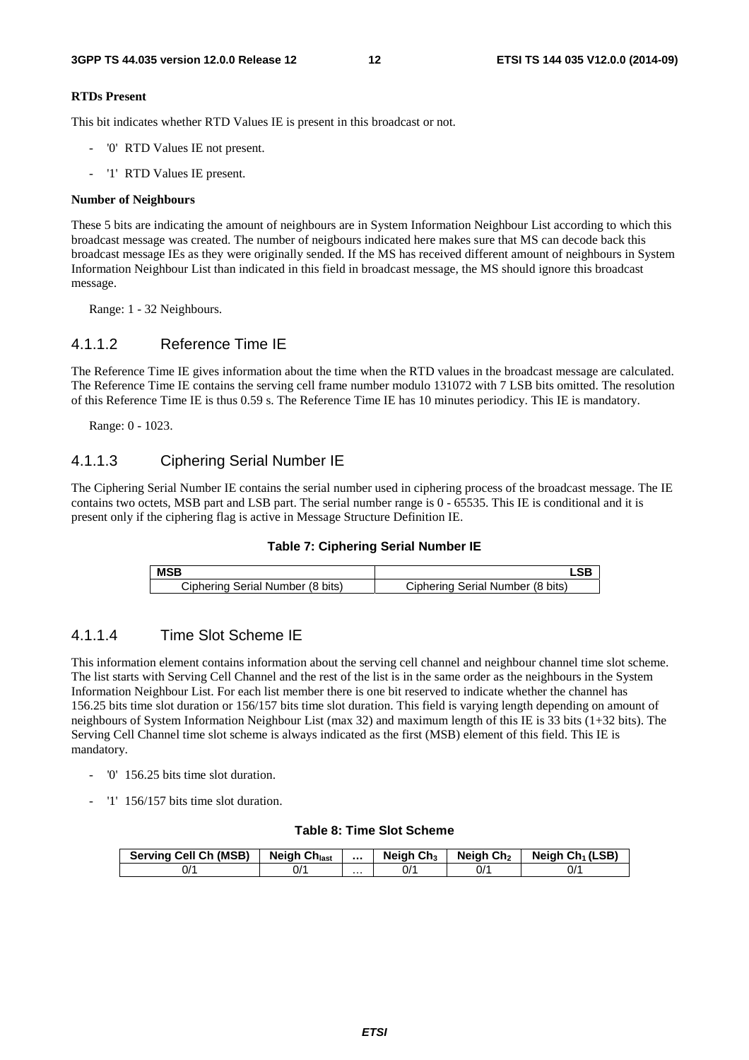**RTDs Present**

This bit indicates whether RTD Values IE is present in this broadcast or not.

- '0' RTD Values IE not present.
- '1' RTD Values IE present.

**Number of Neighbours**

These 5 bits are indicating the amount of neighbours are in System Information Neighbour List according to which this broadcast message was created. The number of neigbours indicated here makes sure that MS can decode back this broadcast message IEs as they were originally sended. If the MS has received different amount of neighbours in System Information Neighbour List than indicated in this field in broadcast message, the MS should ignore this broadcast message.

Range: 1 - 32 Neighbours.

### 4.1.1.2 Reference Time IE

The Reference Time IE gives information about the time when the RTD values in the broadcast message are calculated. The Reference Time IE contains the serving cell frame number modulo 131072 with 7 LSB bits omitted. The resolution of this Reference Time IE is thus 0.59 s. The Reference Time IE has 10 minutes periodicy. This IE is mandatory.

Range: 0 - 1023.

### 4.1.1.3 Ciphering Serial Number IE

The Ciphering Serial Number IE contains the serial number used in ciphering process of the broadcast message. The IE contains two octets, MSB part and LSB part. The serial number range is 0 - 65535. This IE is conditional and it is present only if the ciphering flag is active in Message Structure Definition IE.

**Table 7: Ciphering Serial Number IE**

| MSB | LSB |
|---|---|
| Ciphering Serial Number (8 bits) | Ciphering Serial Number (8 bits) |

### 4.1.1.4 Time Slot Scheme IE

This information element contains information about the serving cell channel and neighbour channel time slot scheme. The list starts with Serving Cell Channel and the rest of the list is in the same order as the neighbours in the System Information Neighbour List. For each list member there is one bit reserved to indicate whether the channel has 156.25 bits time slot duration or 156/157 bits time slot duration. This field is varying length depending on amount of neighbours of System Information Neighbour List (max 32) and maximum length of this IE is 33 bits (1+32 bits). The Serving Cell Channel time slot scheme is always indicated as the first (MSB) element of this field. This IE is mandatory.

- '0' 156.25 bits time slot duration.
- '1' 156/157 bits time slot duration.

**Table 8: Time Slot Scheme**

| Serving Cell Ch (MSB) | Neigh $Ch_{last}$ | … | Neigh $Ch_3$ | Neigh $Ch_2$ | Neigh $Ch_1$ (LSB) |
|---|---|---|---|---|---|
| 0/1 | 0/1 | … | 0/1 | 0/1 | 0/1 |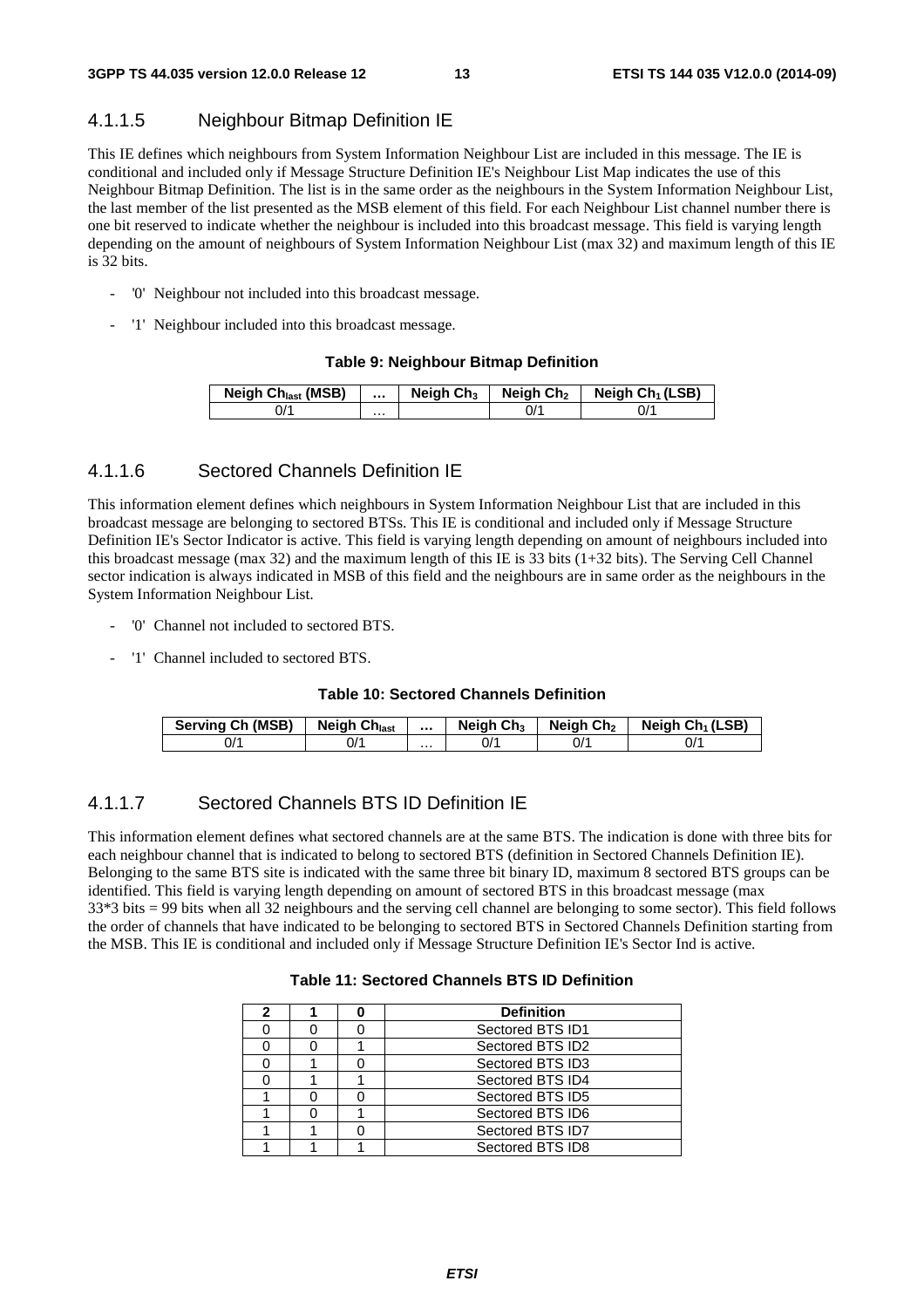### 4.1.1.5 Neighbour Bitmap Definition IE

This IE defines which neighbours from System Information Neighbour List are included in this message. The IE is conditional and included only if Message Structure Definition IE's Neighbour List Map indicates the use of this Neighbour Bitmap Definition. The list is in the same order as the neighbours in the System Information Neighbour List, the last member of the list presented as the MSB element of this field. For each Neighbour List channel number there is one bit reserved to indicate whether the neighbour is included into this broadcast message. This field is varying length depending on the amount of neighbours of System Information Neighbour List (max 32) and maximum length of this IE is 32 bits.

- '0' Neighbour not included into this broadcast message.
- '1' Neighbour included into this broadcast message.

**Table 9: Neighbour Bitmap Definition**

| Neigh $Ch_{last}$ (MSB) | … | Neigh $Ch_3$ | Neigh $Ch_2$ | Neigh $Ch_1$ (LSB) |
|---|---|---|---|---|
| 0/1 | … | | 0/1 | 0/1 |

### 4.1.1.6 Sectored Channels Definition IE

This information element defines which neighbours in System Information Neighbour List that are included in this broadcast message are belonging to sectored BTSs. This IE is conditional and included only if Message Structure Definition IE's Sector Indicator is active. This field is varying length depending on amount of neighbours included into this broadcast message (max 32) and the maximum length of this IE is 33 bits (1+32 bits). The Serving Cell Channel sector indication is always indicated in MSB of this field and the neighbours are in same order as the neighbours in the System Information Neighbour List.

- '0' Channel not included to sectored BTS.
- '1' Channel included to sectored BTS.

**Table 10: Sectored Channels Definition**

| Serving Ch (MSB) | Neigh $Ch_{last}$ | … | Neigh $Ch_3$ | Neigh $Ch_2$ | Neigh $Ch_1$ (LSB) |
|---|---|---|---|---|---|
| 0/1 | 0/1 | … | 0/1 | 0/1 | 0/1 |

### 4.1.1.7 Sectored Channels BTS ID Definition IE

This information element defines what sectored channels are at the same BTS. The indication is done with three bits for each neighbour channel that is indicated to belong to sectored BTS (definition in Sectored Channels Definition IE). Belonging to the same BTS site is indicated with the same three bit binary ID, maximum 8 sectored BTS groups can be identified. This field is varying length depending on amount of sectored BTS in this broadcast message (max 33*3 bits = 99 bits when all 32 neighbours and the serving cell channel are belonging to some sector). This field follows the order of channels that have indicated to be belonging to sectored BTS in Sectored Channels Definition starting from the MSB. This IE is conditional and included only if Message Structure Definition IE's Sector Ind is active.

**Table 11: Sectored Channels BTS ID Definition**

| 2 | 1 | 0 | Definition |
|---|---|---|---|
| 0 | 0 | 0 | Sectored BTS ID1 |
| 0 | 0 | 1 | Sectored BTS ID2 |
| 0 | 1 | 0 | Sectored BTS ID3 |
| 0 | 1 | 1 | Sectored BTS ID4 |
| 1 | 0 | 0 | Sectored BTS ID5 |
| 1 | 0 | 1 | Sectored BTS ID6 |
| 1 | 1 | 0 | Sectored BTS ID7 |
| 1 | 1 | 1 | Sectored BTS ID8 |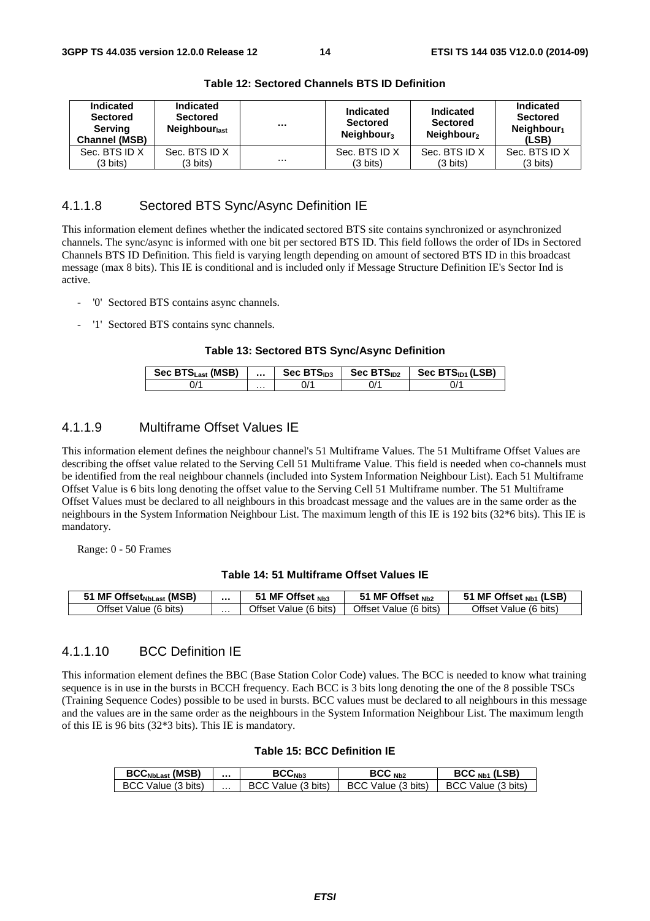**Table 12: Sectored Channels BTS ID Definition**

| Indicated Sectored Serving Channel (MSB) | Indicated Sectored $Neighbour_{last}$ | … | Indicated Sectored $Neighbour_3$ | Indicated Sectored $Neighbour_2$ | Indicated Sectored $Neighbour_1$ (LSB) |
|---|---|---|---|---|---|
| Sec. BTS ID X (3 bits) | Sec. BTS ID X (3 bits) | … | Sec. BTS ID X (3 bits) | Sec. BTS ID X (3 bits) | Sec. BTS ID X (3 bits) |

### 4.1.1.8 Sectored BTS Sync/Async Definition IE

This information element defines whether the indicated sectored BTS site contains synchronized or asynchronized channels. The sync/async is informed with one bit per sectored BTS ID. This field follows the order of IDs in Sectored Channels BTS ID Definition. This field is varying length depending on amount of sectored BTS ID in this broadcast message (max 8 bits). This IE is conditional and is included only if Message Structure Definition IE's Sector Ind is active.

- '0' Sectored BTS contains async channels.
- '1' Sectored BTS contains sync channels.

**Table 13: Sectored BTS Sync/Async Definition**

| Sec $BTS_{Last}$ (MSB) | … | Sec $BTS_{ID3}$ | Sec $BTS_{ID2}$ | Sec $BTS_{ID1}$ (LSB) |
|---|---|---|---|---|
| 0/1 | … | 0/1 | 0/1 | 0/1 |

### 4.1.1.9 Multiframe Offset Values IE

This information element defines the neighbour channel's 51 Multiframe Values. The 51 Multiframe Offset Values are describing the offset value related to the Serving Cell 51 Multiframe Value. This field is needed when co-channels must be identified from the real neighbour channels (included into System Information Neighbour List). Each 51 Multiframe Offset Value is 6 bits long denoting the offset value to the Serving Cell 51 Multiframe number. The 51 Multiframe Offset Values must be declared to all neighbours in this broadcast message and the values are in the same order as the neighbours in the System Information Neighbour List. The maximum length of this IE is 192 bits (32*6 bits). This IE is mandatory.

Range: 0 - 50 Frames

**Table 14: 51 Multiframe Offset Values IE**

| 51 MF $Offset_{NbLast}$ (MSB) | … | 51 MF Offset $_{Nb3}$ | 51 MF Offset $_{Nb2}$ | 51 MF Offset $_{Nb1}$ (LSB) |
|---|---|---|---|---|
| Offset Value (6 bits) | … | Offset Value (6 bits) | Offset Value (6 bits) | Offset Value (6 bits) |

### 4.1.1.10 BCC Definition IE

This information element defines the BBC (Base Station Color Code) values. The BCC is needed to know what training sequence is in use in the bursts in BCCH frequency. Each BCC is 3 bits long denoting the one of the 8 possible TSCs (Training Sequence Codes) possible to be used in bursts. BCC values must be declared to all neighbours in this message and the values are in the same order as the neighbours in the System Information Neighbour List. The maximum length of this IE is 96 bits (32*3 bits). This IE is mandatory.

**Table 15: BCC Definition IE**

| $BCC_{NbLast}$ (MSB) | … | $BCC_{Nb3}$ | BCC $_{Nb2}$ | BCC $_{Nb1}$ (LSB) |
|---|---|---|---|---|
| BCC Value (3 bits) | … | BCC Value (3 bits) | BCC Value (3 bits) | BCC Value (3 bits) |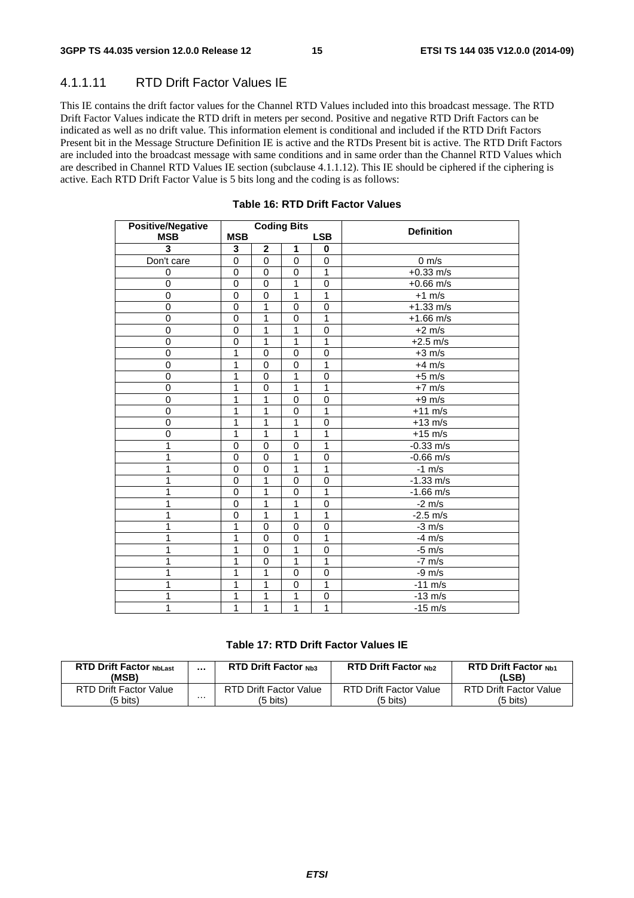### 4.1.1.11 RTD Drift Factor Values IE

This IE contains the drift factor values for the Channel RTD Values included into this broadcast message. The RTD Drift Factor Values indicate the RTD drift in meters per second. Positive and negative RTD Drift Factors can be indicated as well as no drift value. This information element is conditional and included if the RTD Drift Factors Present bit in the Message Structure Definition IE is active and the RTDs Present bit is active. The RTD Drift Factors are included into the broadcast message with same conditions and in same order than the Channel RTD Values which are described in Channel RTD Values IE section (subclause 4.1.1.12). This IE should be ciphered if the ciphering is active. Each RTD Drift Factor Value is 5 bits long and the coding is as follows:

**Table 16: RTD Drift Factor Values**

| Positive/Negative MSB | Coding Bits MSB | | | LSB | Definition |
|---|---|---|---|---|---|
| 3 | 3 | 2 | 1 | 0 | |
| Don't care | 0 | 0 | 0 | 0 | 0 m/s |
| 0 | 0 | 0 | 0 | 1 | +0.33 m/s |
| 0 | 0 | 0 | 1 | 0 | +0.66 m/s |
| 0 | 0 | 0 | 1 | 1 | +1 m/s |
| 0 | 0 | 1 | 0 | 0 | +1.33 m/s |
| 0 | 0 | 1 | 0 | 1 | +1.66 m/s |
| 0 | 0 | 1 | 1 | 0 | +2 m/s |
| 0 | 0 | 1 | 1 | 1 | +2.5 m/s |
| 0 | 1 | 0 | 0 | 0 | +3 m/s |
| 0 | 1 | 0 | 0 | 1 | +4 m/s |
| 0 | 1 | 0 | 1 | 0 | +5 m/s |
| 0 | 1 | 0 | 1 | 1 | +7 m/s |
| 0 | 1 | 1 | 0 | 0 | +9 m/s |
| 0 | 1 | 1 | 0 | 1 | +11 m/s |
| 0 | 1 | 1 | 1 | 0 | +13 m/s |
| 0 | 1 | 1 | 1 | 1 | +15 m/s |
| 1 | 0 | 0 | 0 | 1 | -0.33 m/s |
| 1 | 0 | 0 | 1 | 0 | -0.66 m/s |
| 1 | 0 | 0 | 1 | 1 | -1 m/s |
| 1 | 0 | 1 | 0 | 0 | -1.33 m/s |
| 1 | 0 | 1 | 0 | 1 | -1.66 m/s |
| 1 | 0 | 1 | 1 | 0 | -2 m/s |
| 1 | 0 | 1 | 1 | 1 | -2.5 m/s |
| 1 | 1 | 0 | 0 | 0 | -3 m/s |
| 1 | 1 | 0 | 0 | 1 | -4 m/s |
| 1 | 1 | 0 | 1 | 0 | -5 m/s |
| 1 | 1 | 0 | 1 | 1 | -7 m/s |
| 1 | 1 | 1 | 0 | 0 | -9 m/s |
| 1 | 1 | 1 | 0 | 1 | -11 m/s |
| 1 | 1 | 1 | 1 | 0 | -13 m/s |
| 1 | 1 | 1 | 1 | 1 | -15 m/s |

**Table 17: RTD Drift Factor Values IE**

| RTD Drift Factor $_{NbLast}$ (MSB) | ... | RTD Drift Factor $_{Nb3}$ | RTD Drift Factor $_{Nb2}$ | RTD Drift Factor $_{Nb1}$ (LSB) |
|---|---|---|---|---|
| RTD Drift Factor Value (5 bits) | ... | RTD Drift Factor Value (5 bits) | RTD Drift Factor Value (5 bits) | RTD Drift Factor Value (5 bits) |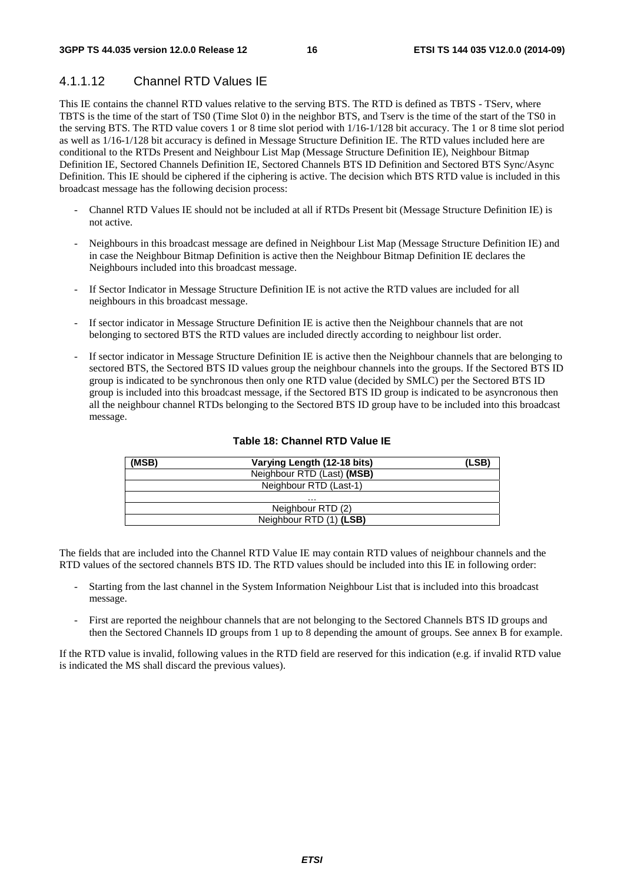#### 4.1.1.12 Channel RTD Values IE

This IE contains the channel RTD values relative to the serving BTS. The RTD is defined as TBTS - TServ, where TBTS is the time of the start of TS0 (Time Slot 0) in the neighbor BTS, and Tserv is the time of the start of the TS0 in the serving BTS. The RTD value covers 1 or 8 time slot period with 1/16-1/128 bit accuracy. The 1 or 8 time slot period as well as 1/16-1/128 bit accuracy is defined in Message Structure Definition IE. The RTD values included here are conditional to the RTDs Present and Neighbour List Map (Message Structure Definition IE), Neighbour Bitmap Definition IE, Sectored Channels Definition IE, Sectored Channels BTS ID Definition and Sectored BTS Sync/Async Definition. This IE should be ciphered if the ciphering is active. The decision which BTS RTD value is included in this broadcast message has the following decision process:

- Channel RTD Values IE should not be included at all if RTDs Present bit (Message Structure Definition IE) is not active.
- Neighbours in this broadcast message are defined in Neighbour List Map (Message Structure Definition IE) and in case the Neighbour Bitmap Definition is active then the Neighbour Bitmap Definition IE declares the Neighbours included into this broadcast message.
- If Sector Indicator in Message Structure Definition IE is not active the RTD values are included for all neighbours in this broadcast message.
- If sector indicator in Message Structure Definition IE is active then the Neighbour channels that are not belonging to sectored BTS the RTD values are included directly according to neighbour list order.
- If sector indicator in Message Structure Definition IE is active then the Neighbour channels that are belonging to sectored BTS, the Sectored BTS ID values group the neighbour channels into the groups. If the Sectored BTS ID group is indicated to be synchronous then only one RTD value (decided by SMLC) per the Sectored BTS ID group is included into this broadcast message, if the Sectored BTS ID group is indicated to be asyncronous then all the neighbour channel RTDs belonging to the Sectored BTS ID group have to be included into this broadcast message.

**Table 18: Channel RTD Value IE**

| (MSB) Varying Length (12-18 bits) (LSB) |
|---|
| Neighbour RTD (Last) **(MSB)** |
| Neighbour RTD (Last-1) |
| … |
| Neighbour RTD (2) |
| Neighbour RTD (1) **(LSB)** |

The fields that are included into the Channel RTD Value IE may contain RTD values of neighbour channels and the RTD values of the sectored channels BTS ID. The RTD values should be included into this IE in following order:

- Starting from the last channel in the System Information Neighbour List that is included into this broadcast message.
- First are reported the neighbour channels that are not belonging to the Sectored Channels BTS ID groups and then the Sectored Channels ID groups from 1 up to 8 depending the amount of groups. See annex B for example.

If the RTD value is invalid, following values in the RTD field are reserved for this indication (e.g. if invalid RTD value is indicated the MS shall discard the previous values).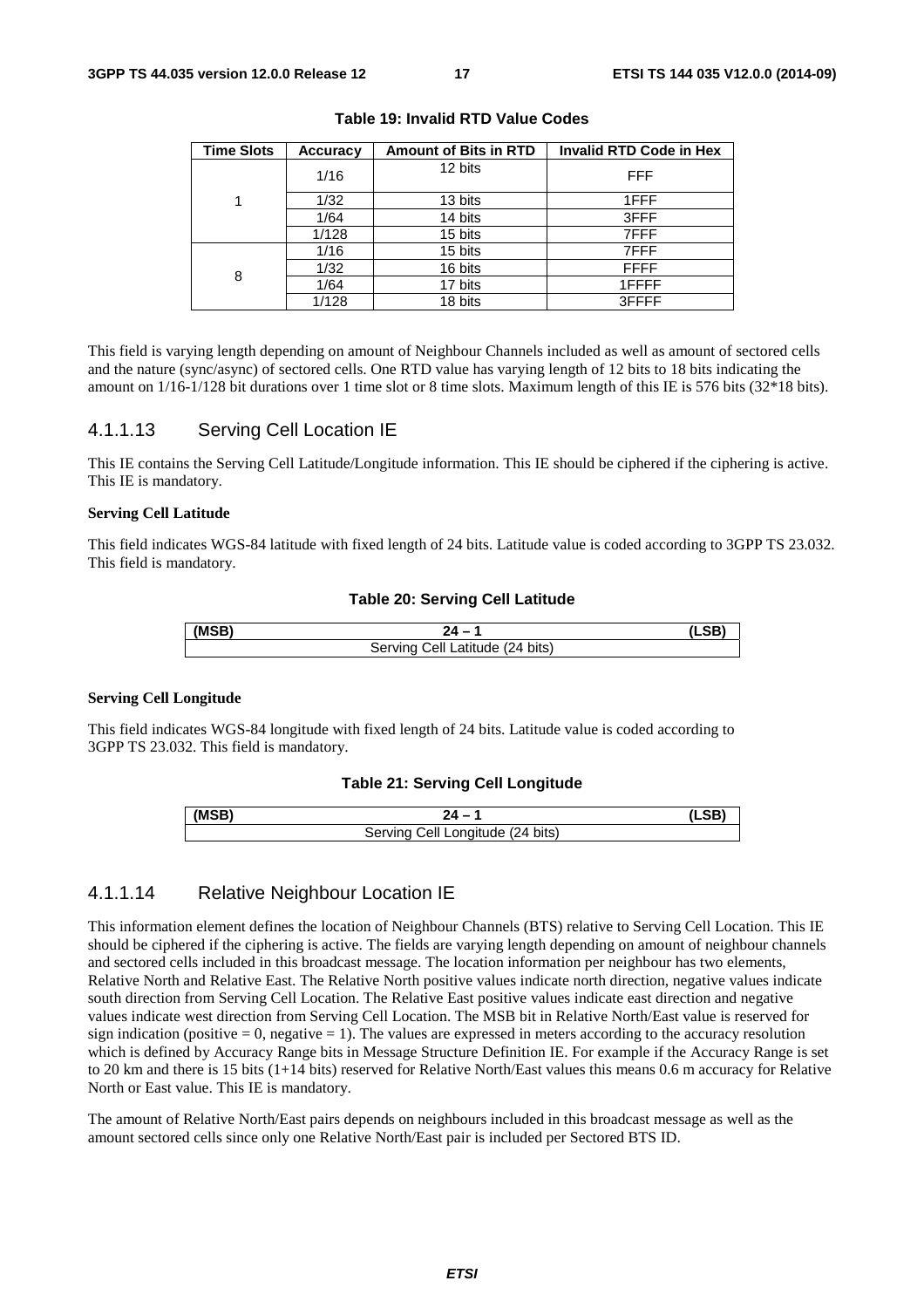**Table 19: Invalid RTD Value Codes**

| Time Slots | Accuracy | Amount of Bits in RTD | Invalid RTD Code in Hex |
|---|---|---|---|
| 1 | 1/16 | 12 bits | FFF |
| | 1/32 | 13 bits | 1FFF |
| | 1/64 | 14 bits | 3FFF |
| | 1/128 | 15 bits | 7FFF |
| 8 | 1/16 | 15 bits | 7FFF |
| | 1/32 | 16 bits | FFFF |
| | 1/64 | 17 bits | 1FFFF |
| | 1/128 | 18 bits | 3FFFF |

This field is varying length depending on amount of Neighbour Channels included as well as amount of sectored cells and the nature (sync/async) of sectored cells. One RTD value has varying length of 12 bits to 18 bits indicating the amount on 1/16-1/128 bit durations over 1 time slot or 8 time slots. Maximum length of this IE is 576 bits (32*18 bits).

### 4.1.1.13 Serving Cell Location IE

This IE contains the Serving Cell Latitude/Longitude information. This IE should be ciphered if the ciphering is active. This IE is mandatory.

**Serving Cell Latitude**

This field indicates WGS-84 latitude with fixed length of 24 bits. Latitude value is coded according to 3GPP TS 23.032. This field is mandatory.

**Table 20: Serving Cell Latitude**

| (MSB) | 24 – 1 | (LSB) |
|---|---|---|
| Serving Cell Latitude (24 bits) | | |

**Serving Cell Longitude**

This field indicates WGS-84 longitude with fixed length of 24 bits. Latitude value is coded according to 3GPP TS 23.032. This field is mandatory.

**Table 21: Serving Cell Longitude**

| (MSB) | 24 – 1 | (LSB) |
|---|---|---|
| Serving Cell Longitude (24 bits) | | |

### 4.1.1.14 Relative Neighbour Location IE

This information element defines the location of Neighbour Channels (BTS) relative to Serving Cell Location. This IE should be ciphered if the ciphering is active. The fields are varying length depending on amount of neighbour channels and sectored cells included in this broadcast message. The location information per neighbour has two elements, Relative North and Relative East. The Relative North positive values indicate north direction, negative values indicate south direction from Serving Cell Location. The Relative East positive values indicate east direction and negative values indicate west direction from Serving Cell Location. The MSB bit in Relative North/East value is reserved for sign indication (positive = 0, negative = 1). The values are expressed in meters according to the accuracy resolution which is defined by Accuracy Range bits in Message Structure Definition IE. For example if the Accuracy Range is set to 20 km and there is 15 bits (1+14 bits) reserved for Relative North/East values this means 0.6 m accuracy for Relative North or East value. This IE is mandatory.

The amount of Relative North/East pairs depends on neighbours included in this broadcast message as well as the amount sectored cells since only one Relative North/East pair is included per Sectored BTS ID.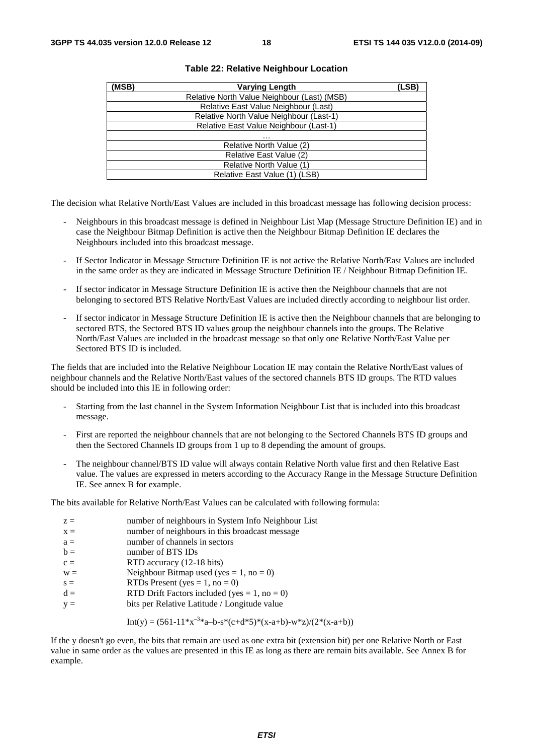**Table 22: Relative Neighbour Location**

| (MSB) | Varying Length | (LSB) |
|---|---|---|
| | Relative North Value Neighbour (Last) (MSB) | |
| | Relative East Value Neighbour (Last) | |
| | Relative North Value Neighbour (Last-1) | |
| | Relative East Value Neighbour (Last-1) | |
| | … | |
| | Relative North Value (2) | |
| | Relative East Value (2) | |
| | Relative North Value (1) | |
| | Relative East Value (1) (LSB) | |

The decision what Relative North/East Values are included in this broadcast message has following decision process:

- Neighbours in this broadcast message is defined in Neighbour List Map (Message Structure Definition IE) and in case the Neighbour Bitmap Definition is active then the Neighbour Bitmap Definition IE declares the Neighbours included into this broadcast message.
- If Sector Indicator in Message Structure Definition IE is not active the Relative North/East Values are included in the same order as they are indicated in Message Structure Definition IE / Neighbour Bitmap Definition IE.
- If sector indicator in Message Structure Definition IE is active then the Neighbour channels that are not belonging to sectored BTS Relative North/East Values are included directly according to neighbour list order.
- If sector indicator in Message Structure Definition IE is active then the Neighbour channels that are belonging to sectored BTS, the Sectored BTS ID values group the neighbour channels into the groups. The Relative North/East Values are included in the broadcast message so that only one Relative North/East Value per Sectored BTS ID is included.

The fields that are included into the Relative Neighbour Location IE may contain the Relative North/East values of neighbour channels and the Relative North/East values of the sectored channels BTS ID groups. The RTD values should be included into this IE in following order:

- Starting from the last channel in the System Information Neighbour List that is included into this broadcast message.
- First are reported the neighbour channels that are not belonging to the Sectored Channels BTS ID groups and then the Sectored Channels ID groups from 1 up to 8 depending the amount of groups.
- The neighbour channel/BTS ID value will always contain Relative North value first and then Relative East value. The values are expressed in meters according to the Accuracy Range in the Message Structure Definition IE. See annex B for example.

The bits available for Relative North/East Values can be calculated with following formula:

$z =$ number of neighbours in System Info Neighbour List
$x =$ number of neighbours in this broadcast message
$a =$ number of channels in sectors
$b =$ number of BTS IDs
$c =$ RTD accuracy (12-18 bits)
$w =$ Neighbour Bitmap used (yes = 1, no = 0)
$s =$ RTDs Present (yes = 1, no = 0)
$d =$ RTD Drift Factors included (yes = 1, no = 0)
$y =$ bits per Relative Latitude / Longitude value

$$\text{Int}(y) = (561-11*x^{-3}*a-b-s*(c+d*5)*(x-a+b)-w*z)/(2*(x-a+b))$$

If the y doesn't go even, the bits that remain are used as one extra bit (extension bit) per one Relative North or East value in same order as the values are presented in this IE as long as there are remain bits available. See Annex B for example.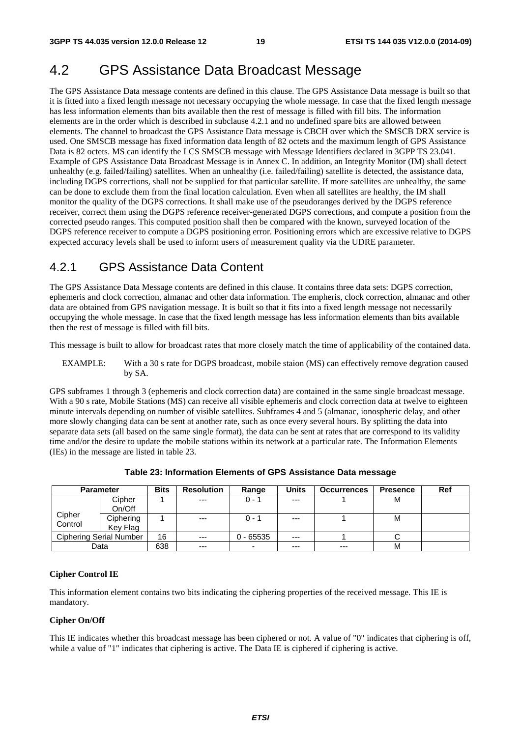# 4.2 GPS Assistance Data Broadcast Message

The GPS Assistance Data message contents are defined in this clause. The GPS Assistance Data message is built so that it is fitted into a fixed length message not necessary occupying the whole message. In case that the fixed length message has less information elements than bits available then the rest of message is filled with fill bits. The information elements are in the order which is described in subclause 4.2.1 and no undefined spare bits are allowed between elements. The channel to broadcast the GPS Assistance Data message is CBCH over which the SMSCB DRX service is used. One SMSCB message has fixed information data length of 82 octets and the maximum length of GPS Assistance Data is 82 octets. MS can identify the LCS SMSCB message with Message Identifiers declared in 3GPP TS 23.041. Example of GPS Assistance Data Broadcast Message is in Annex C. In addition, an Integrity Monitor (IM) shall detect unhealthy (e.g. failed/failing) satellites. When an unhealthy (i.e. failed/failing) satellite is detected, the assistance data, including DGPS corrections, shall not be supplied for that particular satellite. If more satellites are unhealthy, the same can be done to exclude them from the final location calculation. Even when all satellites are healthy, the IM shall monitor the quality of the DGPS corrections. It shall make use of the pseudoranges derived by the DGPS reference receiver, correct them using the DGPS reference receiver-generated DGPS corrections, and compute a position from the corrected pseudo ranges. This computed position shall then be compared with the known, surveyed location of the DGPS reference receiver to compute a DGPS positioning error. Positioning errors which are excessive relative to DGPS expected accuracy levels shall be used to inform users of measurement quality via the UDRE parameter.

## 4.2.1 GPS Assistance Data Content

The GPS Assistance Data Message contents are defined in this clause. It contains three data sets: DGPS correction, ephemeris and clock correction, almanac and other data information. The empheris, clock correction, almanac and other data are obtained from GPS navigation message. It is built so that it fits into a fixed length message not necessarily occupying the whole message. In case that the fixed length message has less information elements than bits available then the rest of message is filled with fill bits.

This message is built to allow for broadcast rates that more closely match the time of applicability of the contained data.

EXAMPLE: With a 30 s rate for DGPS broadcast, mobile staion (MS) can effectively remove degration caused by SA.

GPS subframes 1 through 3 (ephemeris and clock correction data) are contained in the same single broadcast message. With a 90 s rate, Mobile Stations (MS) can receive all visible ephemeris and clock correction data at twelve to eighteen minute intervals depending on number of visible satellites. Subframes 4 and 5 (almanac, ionospheric delay, and other more slowly changing data can be sent at another rate, such as once every several hours. By splitting the data into separate data sets (all based on the same single format), the data can be sent at rates that are correspond to its validity time and/or the desire to update the mobile stations within its network at a particular rate. The Information Elements (IEs) in the message are listed in table 23.

**Table 23: Information Elements of GPS Assistance Data message**

| Parameter | | Bits | Resolution | Range | Units | Occurrences | Presence | Ref |
|---|---|---|---|---|---|---|---|---|
| Cipher Control | Cipher On/Off | 1 | --- | 0 - 1 | --- | 1 | M | |
| | Ciphering Key Flag | 1 | --- | 0 - 1 | --- | 1 | M | |
| Ciphering Serial Number | | 16 | --- | 0 - 65535 | --- | 1 | C | |
| Data | | 638 | --- | - | --- | --- | M | |

**Cipher Control IE**

This information element contains two bits indicating the ciphering properties of the received message. This IE is mandatory.

**Cipher On/Off**

This IE indicates whether this broadcast message has been ciphered or not. A value of "0" indicates that ciphering is off, while a value of "1" indicates that ciphering is active. The Data IE is ciphered if ciphering is active.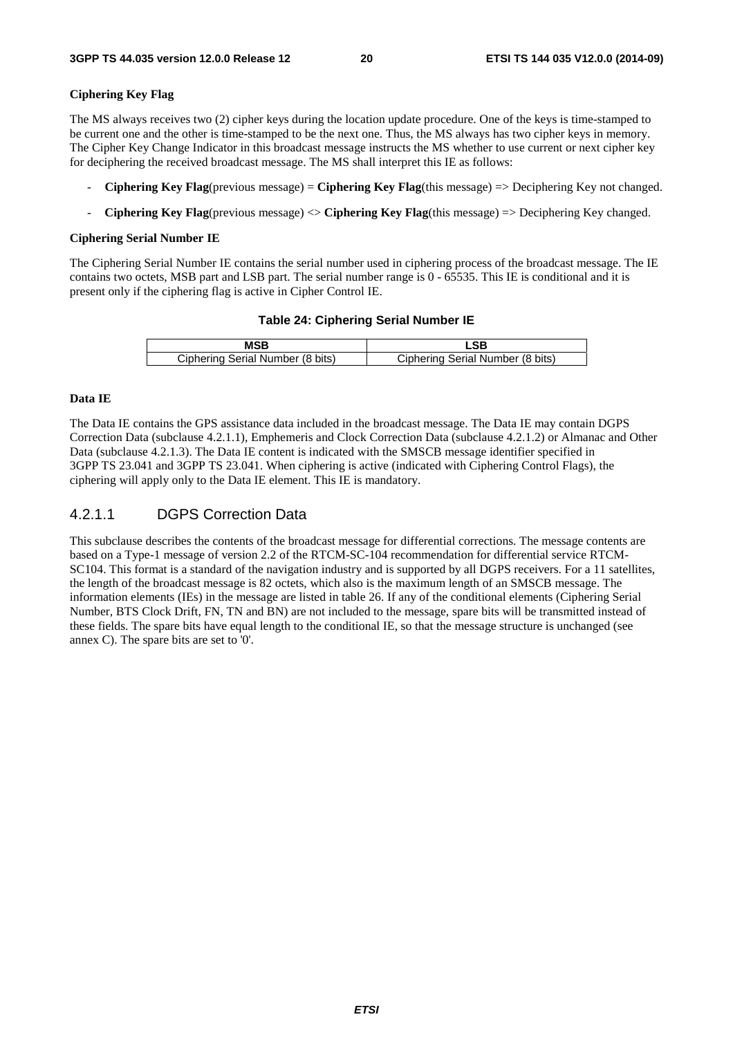**Ciphering Key Flag**

The MS always receives two (2) cipher keys during the location update procedure. One of the keys is time-stamped to be current one and the other is time-stamped to be the next one. Thus, the MS always has two cipher keys in memory. The Cipher Key Change Indicator in this broadcast message instructs the MS whether to use current or next cipher key for deciphering the received broadcast message. The MS shall interpret this IE as follows:

- **Ciphering Key Flag**(previous message) = **Ciphering Key Flag**(this message) => Deciphering Key not changed.
- **Ciphering Key Flag**(previous message) <> **Ciphering Key Flag**(this message) => Deciphering Key changed.

**Ciphering Serial Number IE**

The Ciphering Serial Number IE contains the serial number used in ciphering process of the broadcast message. The IE contains two octets, MSB part and LSB part. The serial number range is 0 - 65535. This IE is conditional and it is present only if the ciphering flag is active in Cipher Control IE.

**Table 24: Ciphering Serial Number IE**

| MSB | LSB |
|---|---|
| Ciphering Serial Number (8 bits) | Ciphering Serial Number (8 bits) |

**Data IE**

The Data IE contains the GPS assistance data included in the broadcast message. The Data IE may contain DGPS Correction Data (subclause 4.2.1.1), Emphemeris and Clock Correction Data (subclause 4.2.1.2) or Almanac and Other Data (subclause 4.2.1.3). The Data IE content is indicated with the SMSCB message identifier specified in 3GPP TS 23.041 and 3GPP TS 23.041. When ciphering is active (indicated with Ciphering Control Flags), the ciphering will apply only to the Data IE element. This IE is mandatory.

### 4.2.1.1 DGPS Correction Data

This subclause describes the contents of the broadcast message for differential corrections. The message contents are based on a Type-1 message of version 2.2 of the RTCM-SC-104 recommendation for differential service RTCM-SC104. This format is a standard of the navigation industry and is supported by all DGPS receivers. For a 11 satellites, the length of the broadcast message is 82 octets, which also is the maximum length of an SMSCB message. The information elements (IEs) in the message are listed in table 26. If any of the conditional elements (Ciphering Serial Number, BTS Clock Drift, FN, TN and BN) are not included to the message, spare bits will be transmitted instead of these fields. The spare bits have equal length to the conditional IE, so that the message structure is unchanged (see annex C). The spare bits are set to '0'.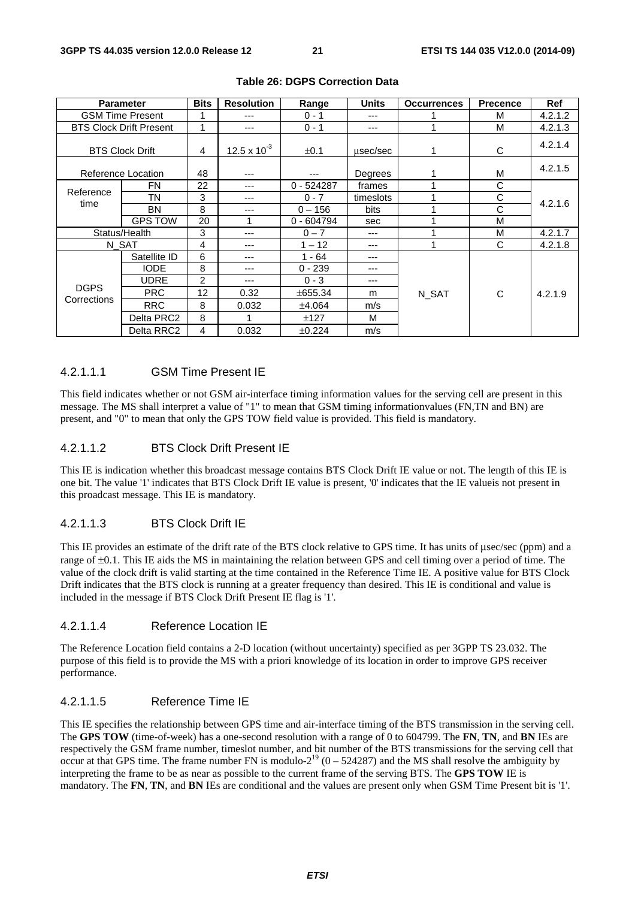**Table 26: DGPS Correction Data**

| Parameter | | Bits | Resolution | Range | Units | Occurrences | Precence | Ref |
|---|---|---|---|---|---|---|---|---|
| GSM Time Present | | 1 | --- | 0 - 1 | --- | 1 | M | 4.2.1.2 |
| BTS Clock Drift Present | | 1 | --- | 0 - 1 | --- | 1 | M | 4.2.1.3 |
| BTS Clock Drift | | 4 | $12.5 \times 10^{-3}$ | ±0.1 | μsec/sec | 1 | C | 4.2.1.4 |
| Reference Location | | 48 | --- | --- | Degrees | 1 | M | 4.2.1.5 |
| Reference time | FN | 22 | --- | 0 - 524287 | frames | 1 | C | 4.2.1.6 |
| | TN | 3 | --- | 0 - 7 | timeslots | 1 | C | |
| | BN | 8 | --- | 0 – 156 | bits | 1 | C | |
| | GPS TOW | 20 | 1 | 0 - 604794 | sec | 1 | M | |
| Status/Health | | 3 | --- | 0 – 7 | --- | 1 | M | 4.2.1.7 |
| N_SAT | | 4 | --- | 1 – 12 | --- | 1 | C | 4.2.1.8 |
| DGPS Corrections | Satellite ID | 6 | --- | 1 - 64 | --- | N_SAT | C | 4.2.1.9 |
| | IODE | 8 | --- | 0 - 239 | --- | | | |
| | UDRE | 2 | --- | 0 - 3 | --- | | | |
| | PRC | 12 | 0.32 | ±655.34 | m | | | |
| | RRC | 8 | 0.032 | ±4.064 | m/s | | | |
| | Delta PRC2 | 8 | 1 | ±127 | M | | | |
| | Delta RRC2 | 4 | 0.032 | ±0.224 | m/s | | | |

#### 4.2.1.1.1 GSM Time Present IE

This field indicates whether or not GSM air-interface timing information values for the serving cell are present in this message. The MS shall interpret a value of "1" to mean that GSM timing informationvalues (FN,TN and BN) are present, and "0" to mean that only the GPS TOW field value is provided. This field is mandatory.

#### 4.2.1.1.2 BTS Clock Drift Present IE

This IE is indication whether this broadcast message contains BTS Clock Drift IE value or not. The length of this IE is one bit. The value '1' indicates that BTS Clock Drift IE value is present, '0' indicates that the IE valueis not present in this proadcast message. This IE is mandatory.

#### 4.2.1.1.3 BTS Clock Drift IE

This IE provides an estimate of the drift rate of the BTS clock relative to GPS time. It has units of μsec/sec (ppm) and a range of ±0.1. This IE aids the MS in maintaining the relation between GPS and cell timing over a period of time. The value of the clock drift is valid starting at the time contained in the Reference Time IE. A positive value for BTS Clock Drift indicates that the BTS clock is running at a greater frequency than desired. This IE is conditional and value is included in the message if BTS Clock Drift Present IE flag is '1'.

#### 4.2.1.1.4 Reference Location IE

The Reference Location field contains a 2-D location (without uncertainty) specified as per 3GPP TS 23.032. The purpose of this field is to provide the MS with a priori knowledge of its location in order to improve GPS receiver performance.

#### 4.2.1.1.5 Reference Time IE

This IE specifies the relationship between GPS time and air-interface timing of the BTS transmission in the serving cell. The **GPS TOW** (time-of-week) has a one-second resolution with a range of 0 to 604799. The **FN**, **TN**, and **BN** IEs are respectively the GSM frame number, timeslot number, and bit number of the BTS transmissions for the serving cell that occur at that GPS time. The frame number FN is modulo-$2^{19}$ (0 – 524287) and the MS shall resolve the ambiguity by interpreting the frame to be as near as possible to the current frame of the serving BTS. The **GPS TOW** IE is mandatory. The **FN**, **TN**, and **BN** IEs are conditional and the values are present only when GSM Time Present bit is '1'.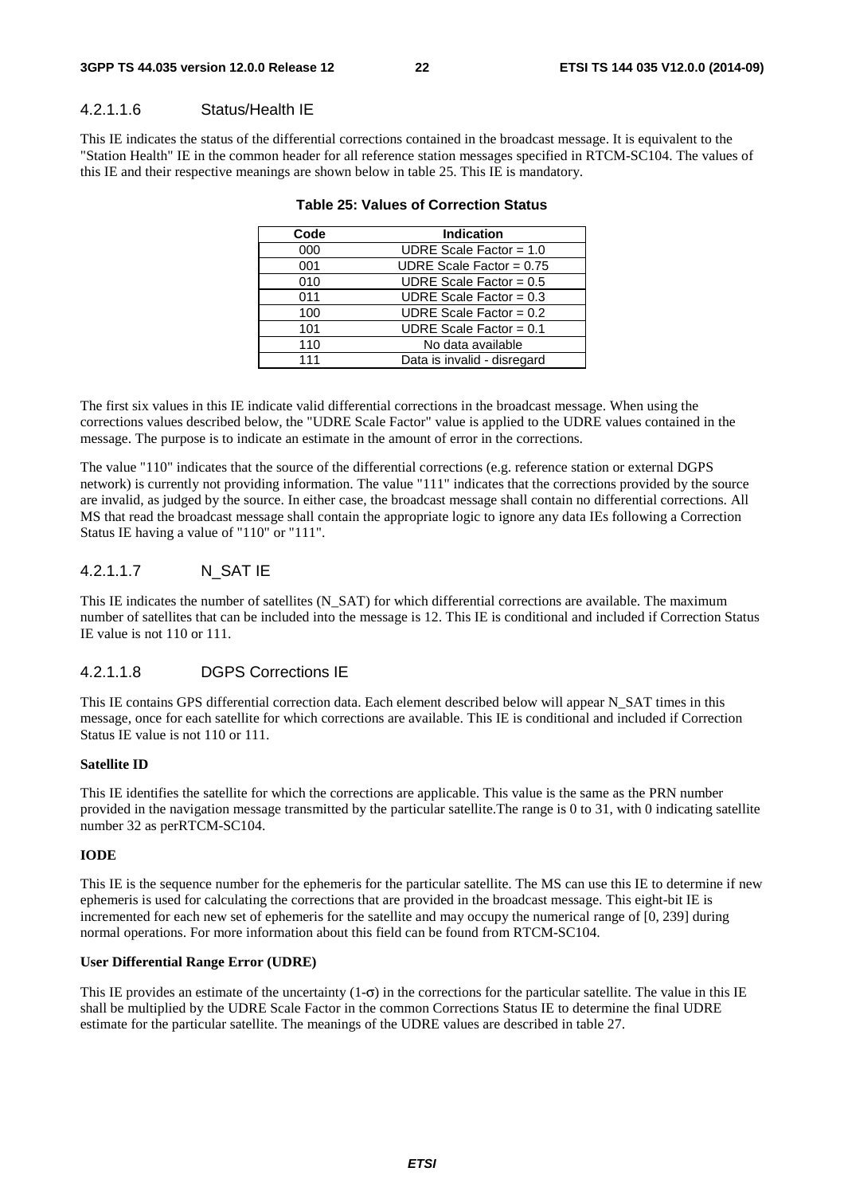#### 4.2.1.1.6 Status/Health IE

This IE indicates the status of the differential corrections contained in the broadcast message. It is equivalent to the "Station Health" IE in the common header for all reference station messages specified in RTCM-SC104. The values of this IE and their respective meanings are shown below in table 25. This IE is mandatory.

**Table 25: Values of Correction Status**

| Code | Indication |
|---|---|
| 000 | UDRE Scale Factor = 1.0 |
| 001 | UDRE Scale Factor = 0.75 |
| 010 | UDRE Scale Factor = 0.5 |
| 011 | UDRE Scale Factor = 0.3 |
| 100 | UDRE Scale Factor = 0.2 |
| 101 | UDRE Scale Factor = 0.1 |
| 110 | No data available |
| 111 | Data is invalid - disregard |

The first six values in this IE indicate valid differential corrections in the broadcast message. When using the corrections values described below, the "UDRE Scale Factor" value is applied to the UDRE values contained in the message. The purpose is to indicate an estimate in the amount of error in the corrections.

The value "110" indicates that the source of the differential corrections (e.g. reference station or external DGPS network) is currently not providing information. The value "111" indicates that the corrections provided by the source are invalid, as judged by the source. In either case, the broadcast message shall contain no differential corrections. All MS that read the broadcast message shall contain the appropriate logic to ignore any data IEs following a Correction Status IE having a value of "110" or "111".

#### 4.2.1.1.7 N_SAT IE

This IE indicates the number of satellites (N_SAT) for which differential corrections are available. The maximum number of satellites that can be included into the message is 12. This IE is conditional and included if Correction Status IE value is not 110 or 111.

#### 4.2.1.1.8 DGPS Corrections IE

This IE contains GPS differential correction data. Each element described below will appear N_SAT times in this message, once for each satellite for which corrections are available. This IE is conditional and included if Correction Status IE value is not 110 or 111.

**Satellite ID**

This IE identifies the satellite for which the corrections are applicable. This value is the same as the PRN number provided in the navigation message transmitted by the particular satellite.The range is 0 to 31, with 0 indicating satellite number 32 as perRTCM-SC104.

**IODE**

This IE is the sequence number for the ephemeris for the particular satellite. The MS can use this IE to determine if new ephemeris is used for calculating the corrections that are provided in the broadcast message. This eight-bit IE is incremented for each new set of ephemeris for the satellite and may occupy the numerical range of [0, 239] during normal operations. For more information about this field can be found from RTCM-SC104.

**User Differential Range Error (UDRE)**

This IE provides an estimate of the uncertainty (1-$\sigma$) in the corrections for the particular satellite. The value in this IE shall be multiplied by the UDRE Scale Factor in the common Corrections Status IE to determine the final UDRE estimate for the particular satellite. The meanings of the UDRE values are described in table 27.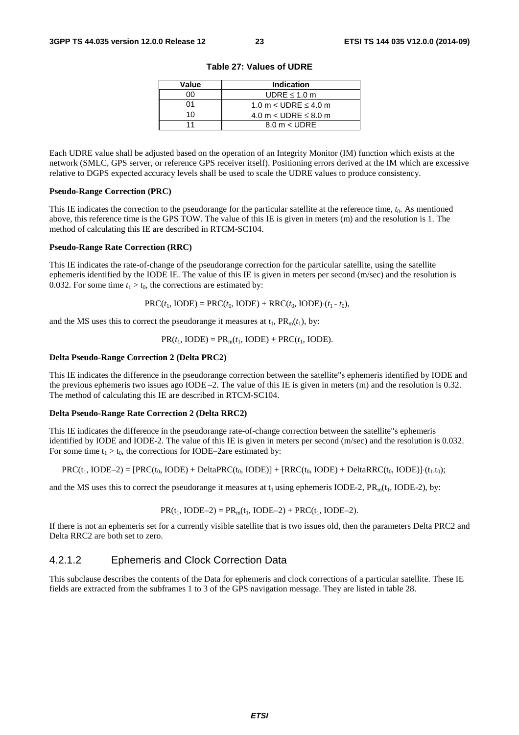**Table 27: Values of UDRE**

| Value | Indication |
|---|---|
| 00 | UDRE ≤ 1.0 m |
| 01 | 1.0 m < UDRE ≤ 4.0 m |
| 10 | 4.0 m < UDRE ≤ 8.0 m |
| 11 | 8.0 m < UDRE |

Each UDRE value shall be adjusted based on the operation of an Integrity Monitor (IM) function which exists at the network (SMLC, GPS server, or reference GPS receiver itself). Positioning errors derived at the IM which are excessive relative to DGPS expected accuracy levels shall be used to scale the UDRE values to produce consistency.

**Pseudo-Range Correction (PRC)**

This IE indicates the correction to the pseudorange for the particular satellite at the reference time, $t_0$. As mentioned above, this reference time is the GPS TOW. The value of this IE is given in meters (m) and the resolution is 1. The method of calculating this IE are described in RTCM-SC104.

**Pseudo-Range Rate Correction (RRC)**

This IE indicates the rate-of-change of the pseudorange correction for the particular satellite, using the satellite ephemeris identified by the IODE IE. The value of this IE is given in meters per second (m/sec) and the resolution is 0.032. For some time $t_1 > t_0$, the corrections are estimated by:

$$\mathrm{PRC}(t_1, \mathrm{IODE}) = \mathrm{PRC}(t_0, \mathrm{IODE}) + \mathrm{RRC}(t_0, \mathrm{IODE}) \cdot (t_1 - t_0),$$

and the MS uses this to correct the pseudorange it measures at $t_1$, $\mathrm{PR}_m(t_1)$, by:

$$\mathrm{PR}(t_1, \mathrm{IODE}) = \mathrm{PR}_m(t_1, \mathrm{IODE}) + \mathrm{PRC}(t_1, \mathrm{IODE}).$$

**Delta Pseudo-Range Correction 2 (Delta PRC2)**

This IE indicates the difference in the pseudorange correction between the satellite"s ephemeris identified by IODE and the previous ephemeris two issues ago IODE –2. The value of this IE is given in meters (m) and the resolution is 0.32. The method of calculating this IE are described in RTCM-SC104.

**Delta Pseudo-Range Rate Correction 2 (Delta RRC2)**

This IE indicates the difference in the pseudorange rate-of-change correction between the satellite"s ephemeris identified by IODE and IODE-2. The value of this IE is given in meters per second (m/sec) and the resolution is 0.032. For some time $t_1 > t_0$, the corrections for IODE–2are estimated by:

$$\mathrm{PRC}(t_1, \mathrm{IODE}{-}2) = [\mathrm{PRC}(t_0, \mathrm{IODE}) + \mathrm{DeltaPRC}(t_0, \mathrm{IODE})] + [\mathrm{RRC}(t_0, \mathrm{IODE}) + \mathrm{DeltaRRC}(t_0, \mathrm{IODE})] \cdot (t_1 - t_0);$$

and the MS uses this to correct the pseudorange it measures at $t_1$ using ephemeris IODE-2, $\mathrm{PR}_m(t_1, \mathrm{IODE}{-}2)$, by:

$$\mathrm{PR}(t_1, \mathrm{IODE}{-}2) = \mathrm{PR}_m(t_1, \mathrm{IODE}{-}2) + \mathrm{PRC}(t_1, \mathrm{IODE}{-}2).$$

If there is not an ephemeris set for a currently visible satellite that is two issues old, then the parameters Delta PRC2 and Delta RRC2 are both set to zero.

### 4.2.1.2 Ephemeris and Clock Correction Data

This subclause describes the contents of the Data for ephemeris and clock corrections of a particular satellite. These IE fields are extracted from the subframes 1 to 3 of the GPS navigation message. They are listed in table 28.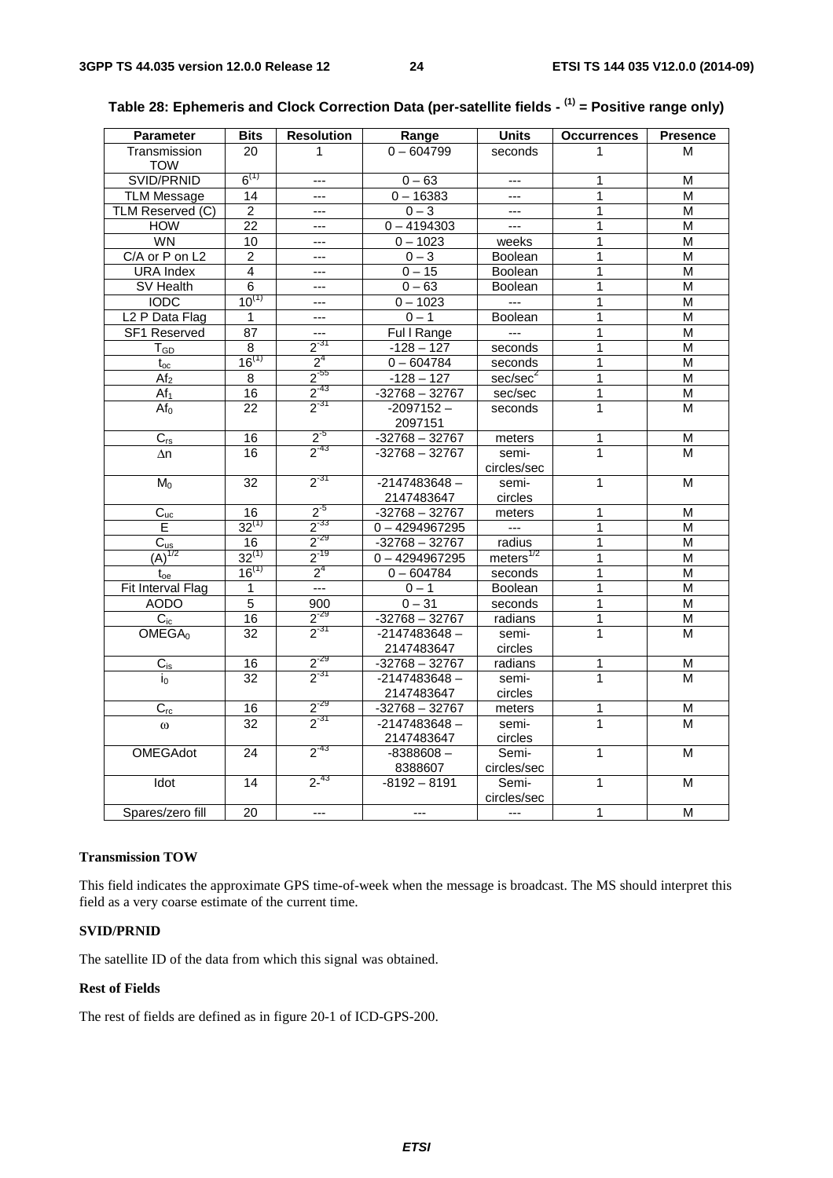**Table 28: Ephemeris and Clock Correction Data (per-satellite fields - (1) = Positive range only)**

| Parameter | Bits | Resolution | Range | Units | Occurrences | Presence |
|---|---|---|---|---|---|---|
| Transmission TOW | 20 | 1 | 0 – 604799 | seconds | 1 | M |
| SVID/PRNID | 6(1) | --- | 0 – 63 | --- | 1 | M |
| TLM Message | 14 | --- | 0 – 16383 | --- | 1 | M |
| TLM Reserved (C) | 2 | --- | 0 – 3 | --- | 1 | M |
| HOW | 22 | --- | 0 – 4194303 | --- | 1 | M |
| WN | 10 | --- | 0 – 1023 | weeks | 1 | M |
| C/A or P on L2 | 2 | --- | 0 – 3 | Boolean | 1 | M |
| URA Index | 4 | --- | 0 – 15 | Boolean | 1 | M |
| SV Health | 6 | --- | 0 – 63 | Boolean | 1 | M |
| IODC | 10(1) | --- | 0 – 1023 | --- | 1 | M |
| L2 P Data Flag | 1 | --- | 0 – 1 | Boolean | 1 | M |
| SF1 Reserved | 87 | --- | Ful l Range | --- | 1 | M |
| $T_{GD}$ | 8 | $2^{-31}$ | -128 – 127 | seconds | 1 | M |
| $t_{oc}$ | 16(1) | $2^{4}$ | 0 – 604784 | seconds | 1 | M |
| $Af_2$ | 8 | $2^{-55}$ | -128 – 127 | sec/sec$^2$ | 1 | M |
| $Af_1$ | 16 | $2^{-43}$ | -32768 – 32767 | sec/sec | 1 | M |
| $Af_0$ | 22 | $2^{-31}$ | -2097152 – 2097151 | seconds | 1 | M |
| $C_{rs}$ | 16 | $2^{-5}$ | -32768 – 32767 | meters | 1 | M |
| $\Delta n$ | 16 | $2^{-43}$ | -32768 – 32767 | semi-circles/sec | 1 | M |
| $M_0$ | 32 | $2^{-31}$ | -2147483648 – 2147483647 | semi-circles | 1 | M |
| $C_{uc}$ | 16 | $2^{-5}$ | -32768 – 32767 | meters | 1 | M |
| E | 32(1) | $2^{-33}$ | 0 – 4294967295 | --- | 1 | M |
| $C_{us}$ | 16 | $2^{-29}$ | -32768 – 32767 | radius | 1 | M |
| $(A)^{1/2}$ | 32(1) | $2^{-19}$ | 0 – 4294967295 | meters$^{1/2}$ | 1 | M |
| $t_{oe}$ | 16(1) | $2^{4}$ | 0 – 604784 | seconds | 1 | M |
| Fit Interval Flag | 1 | --- | 0 – 1 | Boolean | 1 | M |
| AODO | 5 | 900 | 0 – 31 | seconds | 1 | M |
| $C_{ic}$ | 16 | $2^{-29}$ | -32768 – 32767 | radians | 1 | M |
| $OMEGA_0$ | 32 | $2^{-31}$ | -2147483648 – 2147483647 | semi-circles | 1 | M |
| $C_{is}$ | 16 | $2^{-29}$ | -32768 – 32767 | radians | 1 | M |
| $i_0$ | 32 | $2^{-31}$ | -2147483648 – 2147483647 | semi-circles | 1 | M |
| $C_{rc}$ | 16 | $2^{-29}$ | -32768 – 32767 | meters | 1 | M |
| $\omega$ | 32 | $2^{-31}$ | -2147483648 – 2147483647 | semi-circles | 1 | M |
| OMEGAdot | 24 | $2^{-43}$ | -8388608 – 8388607 | Semi-circles/sec | 1 | M |
| Idot | 14 | $2^{-43}$ | -8192 – 8191 | Semi-circles/sec | 1 | M |
| Spares/zero fill | 20 | --- | --- | --- | 1 | M |

**Transmission TOW**

This field indicates the approximate GPS time-of-week when the message is broadcast. The MS should interpret this field as a very coarse estimate of the current time.

**SVID/PRNID**

The satellite ID of the data from which this signal was obtained.

**Rest of Fields**

The rest of fields are defined as in figure 20-1 of ICD-GPS-200.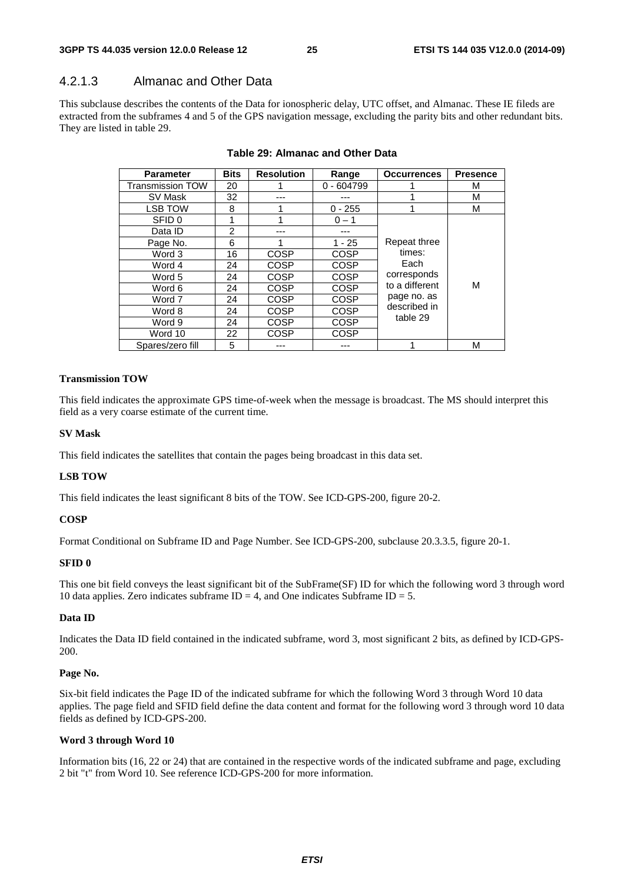### 4.2.1.3 Almanac and Other Data

This subclause describes the contents of the Data for ionospheric delay, UTC offset, and Almanac. These IE fileds are extracted from the subframes 4 and 5 of the GPS navigation message, excluding the parity bits and other redundant bits. They are listed in table 29.

**Table 29: Almanac and Other Data**

| Parameter | Bits | Resolution | Range | Occurrences | Presence |
|---|---|---|---|---|---|
| Transmission TOW | 20 | 1 | 0 - 604799 | 1 | M |
| SV Mask | 32 | --- | --- | 1 | M |
| LSB TOW | 8 | 1 | 0 - 255 | 1 | M |
| SFID 0 | 1 | 1 | 0 – 1 | Repeat three times: Each corresponds to a different page no. as described in table 29 | M |
| Data ID | 2 | --- | --- | | |
| Page No. | 6 | 1 | 1 - 25 | | |
| Word 3 | 16 | COSP | COSP | | |
| Word 4 | 24 | COSP | COSP | | |
| Word 5 | 24 | COSP | COSP | | |
| Word 6 | 24 | COSP | COSP | | |
| Word 7 | 24 | COSP | COSP | | |
| Word 8 | 24 | COSP | COSP | | |
| Word 9 | 24 | COSP | COSP | | |
| Word 10 | 22 | COSP | COSP | | |
| Spares/zero fill | 5 | --- | --- | 1 | M |

**Transmission TOW**

This field indicates the approximate GPS time-of-week when the message is broadcast. The MS should interpret this field as a very coarse estimate of the current time.

**SV Mask**

This field indicates the satellites that contain the pages being broadcast in this data set.

**LSB TOW**

This field indicates the least significant 8 bits of the TOW. See ICD-GPS-200, figure 20-2.

**COSP**

Format Conditional on Subframe ID and Page Number. See ICD-GPS-200, subclause 20.3.3.5, figure 20-1.

**SFID 0**

This one bit field conveys the least significant bit of the SubFrame(SF) ID for which the following word 3 through word 10 data applies. Zero indicates subframe ID = 4, and One indicates Subframe ID = 5.

**Data ID**

Indicates the Data ID field contained in the indicated subframe, word 3, most significant 2 bits, as defined by ICD-GPS-200.

**Page No.**

Six-bit field indicates the Page ID of the indicated subframe for which the following Word 3 through Word 10 data applies. The page field and SFID field define the data content and format for the following word 3 through word 10 data fields as defined by ICD-GPS-200.

**Word 3 through Word 10**

Information bits (16, 22 or 24) that are contained in the respective words of the indicated subframe and page, excluding 2 bit "t" from Word 10. See reference ICD-GPS-200 for more information.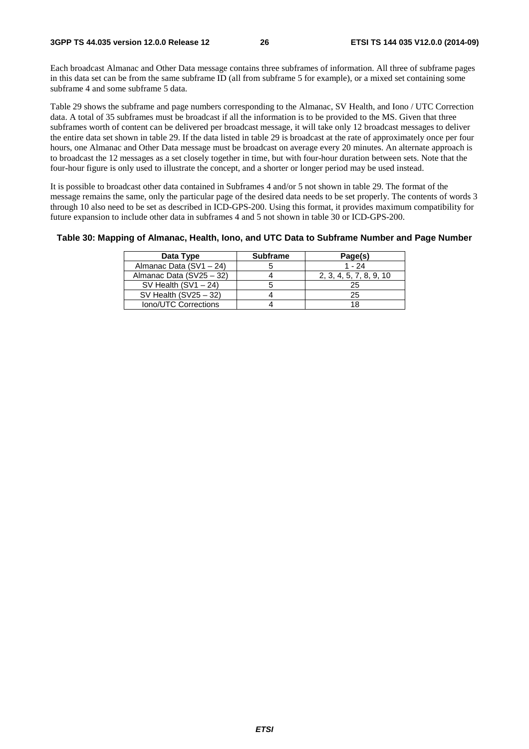Each broadcast Almanac and Other Data message contains three subframes of information. All three of subframe pages in this data set can be from the same subframe ID (all from subframe 5 for example), or a mixed set containing some subframe 4 and some subframe 5 data.

Table 29 shows the subframe and page numbers corresponding to the Almanac, SV Health, and Iono / UTC Correction data. A total of 35 subframes must be broadcast if all the information is to be provided to the MS. Given that three subframes worth of content can be delivered per broadcast message, it will take only 12 broadcast messages to deliver the entire data set shown in table 29. If the data listed in table 29 is broadcast at the rate of approximately once per four hours, one Almanac and Other Data message must be broadcast on average every 20 minutes. An alternate approach is to broadcast the 12 messages as a set closely together in time, but with four-hour duration between sets. Note that the four-hour figure is only used to illustrate the concept, and a shorter or longer period may be used instead.

It is possible to broadcast other data contained in Subframes 4 and/or 5 not shown in table 29. The format of the message remains the same, only the particular page of the desired data needs to be set properly. The contents of words 3 through 10 also need to be set as described in ICD-GPS-200. Using this format, it provides maximum compatibility for future expansion to include other data in subframes 4 and 5 not shown in table 30 or ICD-GPS-200.

**Table 30: Mapping of Almanac, Health, Iono, and UTC Data to Subframe Number and Page Number**

| Data Type | Subframe | Page(s) |
|---|---|---|
| Almanac Data (SV1 – 24) | 5 | 1 - 24 |
| Almanac Data (SV25 – 32) | 4 | 2, 3, 4, 5, 7, 8, 9, 10 |
| SV Health (SV1 – 24) | 5 | 25 |
| SV Health (SV25 – 32) | 4 | 25 |
| Iono/UTC Corrections | 4 | 18 |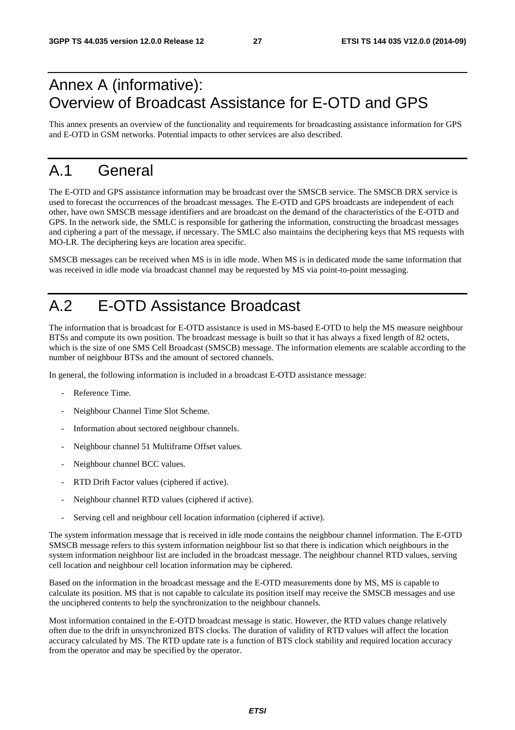# Annex A (informative): Overview of Broadcast Assistance for E-OTD and GPS

This annex presents an overview of the functionality and requirements for broadcasting assistance information for GPS and E-OTD in GSM networks. Potential impacts to other services are also described.

# A.1 General

The E-OTD and GPS assistance information may be broadcast over the SMSCB service. The SMSCB DRX service is used to forecast the occurrences of the broadcast messages. The E-OTD and GPS broadcasts are independent of each other, have own SMSCB message identifiers and are broadcast on the demand of the characteristics of the E-OTD and GPS. In the network side, the SMLC is responsible for gathering the information, constructing the broadcast messages and ciphering a part of the message, if necessary. The SMLC also maintains the deciphering keys that MS requests with MO-LR. The deciphering keys are location area specific.

SMSCB messages can be received when MS is in idle mode. When MS is in dedicated mode the same information that was received in idle mode via broadcast channel may be requested by MS via point-to-point messaging.

# A.2 E-OTD Assistance Broadcast

The information that is broadcast for E-OTD assistance is used in MS-based E-OTD to help the MS measure neighbour BTSs and compute its own position. The broadcast message is built so that it has always a fixed length of 82 octets, which is the size of one SMS Cell Broadcast (SMSCB) message. The information elements are scalable according to the number of neighbour BTSs and the amount of sectored channels.

In general, the following information is included in a broadcast E-OTD assistance message:

- Reference Time.
- Neighbour Channel Time Slot Scheme.
- Information about sectored neighbour channels.
- Neighbour channel 51 Multiframe Offset values.
- Neighbour channel BCC values.
- RTD Drift Factor values (ciphered if active).
- Neighbour channel RTD values (ciphered if active).
- Serving cell and neighbour cell location information (ciphered if active).

The system information message that is received in idle mode contains the neighbour channel information. The E-OTD SMSCB message refers to this system information neighbour list so that there is indication which neighbours in the system information neighbour list are included in the broadcast message. The neighbour channel RTD values, serving cell location and neighbour cell location information may be ciphered.

Based on the information in the broadcast message and the E-OTD measurements done by MS, MS is capable to calculate its position. MS that is not capable to calculate its position itself may receive the SMSCB messages and use the unciphered contents to help the synchronization to the neighbour channels.

Most information contained in the E-OTD broadcast message is static. However, the RTD values change relatively often due to the drift in unsynchronized BTS clocks. The duration of validity of RTD values will affect the location accuracy calculated by MS. The RTD update rate is a function of BTS clock stability and required location accuracy from the operator and may be specified by the operator.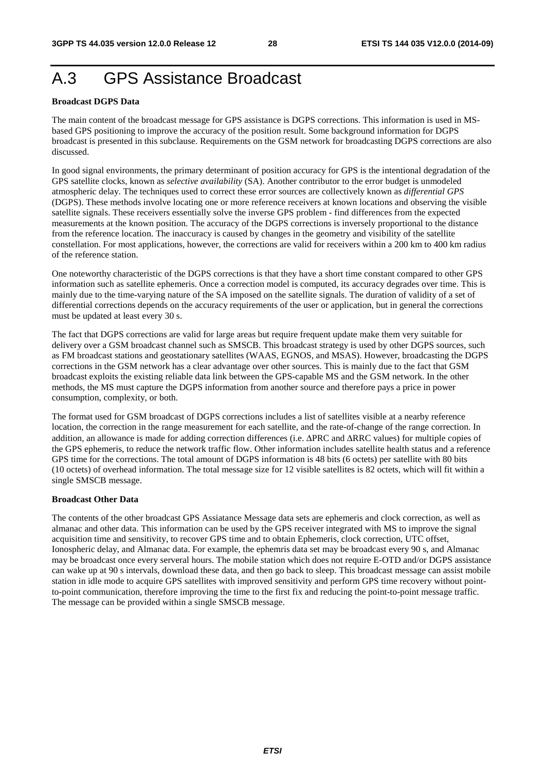# A.3 GPS Assistance Broadcast

**Broadcast DGPS Data**

The main content of the broadcast message for GPS assistance is DGPS corrections. This information is used in MS-based GPS positioning to improve the accuracy of the position result. Some background information for DGPS broadcast is presented in this subclause. Requirements on the GSM network for broadcasting DGPS corrections are also discussed.

In good signal environments, the primary determinant of position accuracy for GPS is the intentional degradation of the GPS satellite clocks, known as *selective availability* (SA). Another contributor to the error budget is unmodeled atmospheric delay. The techniques used to correct these error sources are collectively known as *differential GPS* (DGPS). These methods involve locating one or more reference receivers at known locations and observing the visible satellite signals. These receivers essentially solve the inverse GPS problem - find differences from the expected measurements at the known position. The accuracy of the DGPS corrections is inversely proportional to the distance from the reference location. The inaccuracy is caused by changes in the geometry and visibility of the satellite constellation. For most applications, however, the corrections are valid for receivers within a 200 km to 400 km radius of the reference station.

One noteworthy characteristic of the DGPS corrections is that they have a short time constant compared to other GPS information such as satellite ephemeris. Once a correction model is computed, its accuracy degrades over time. This is mainly due to the time-varying nature of the SA imposed on the satellite signals. The duration of validity of a set of differential corrections depends on the accuracy requirements of the user or application, but in general the corrections must be updated at least every 30 s.

The fact that DGPS corrections are valid for large areas but require frequent update make them very suitable for delivery over a GSM broadcast channel such as SMSCB. This broadcast strategy is used by other DGPS sources, such as FM broadcast stations and geostationary satellites (WAAS, EGNOS, and MSAS). However, broadcasting the DGPS corrections in the GSM network has a clear advantage over other sources. This is mainly due to the fact that GSM broadcast exploits the existing reliable data link between the GPS-capable MS and the GSM network. In the other methods, the MS must capture the DGPS information from another source and therefore pays a price in power consumption, complexity, or both.

The format used for GSM broadcast of DGPS corrections includes a list of satellites visible at a nearby reference location, the correction in the range measurement for each satellite, and the rate-of-change of the range correction. In addition, an allowance is made for adding correction differences (i.e. ΔPRC and ΔRRC values) for multiple copies of the GPS ephemeris, to reduce the network traffic flow. Other information includes satellite health status and a reference GPS time for the corrections. The total amount of DGPS information is 48 bits (6 octets) per satellite with 80 bits (10 octets) of overhead information. The total message size for 12 visible satellites is 82 octets, which will fit within a single SMSCB message.

**Broadcast Other Data**

The contents of the other broadcast GPS Assiatance Message data sets are ephemeris and clock correction, as well as almanac and other data. This information can be used by the GPS receiver integrated with MS to improve the signal acquisition time and sensitivity, to recover GPS time and to obtain Ephemeris, clock correction, UTC offset, Ionospheric delay, and Almanac data. For example, the ephemris data set may be broadcast every 90 s, and Almanac may be broadcast once every serveral hours. The mobile station which does not require E-OTD and/or DGPS assistance can wake up at 90 s intervals, download these data, and then go back to sleep. This broadcast message can assist mobile station in idle mode to acquire GPS satellites with improved sensitivity and perform GPS time recovery without point-to-point communication, therefore improving the time to the first fix and reducing the point-to-point message traffic. The message can be provided within a single SMSCB message.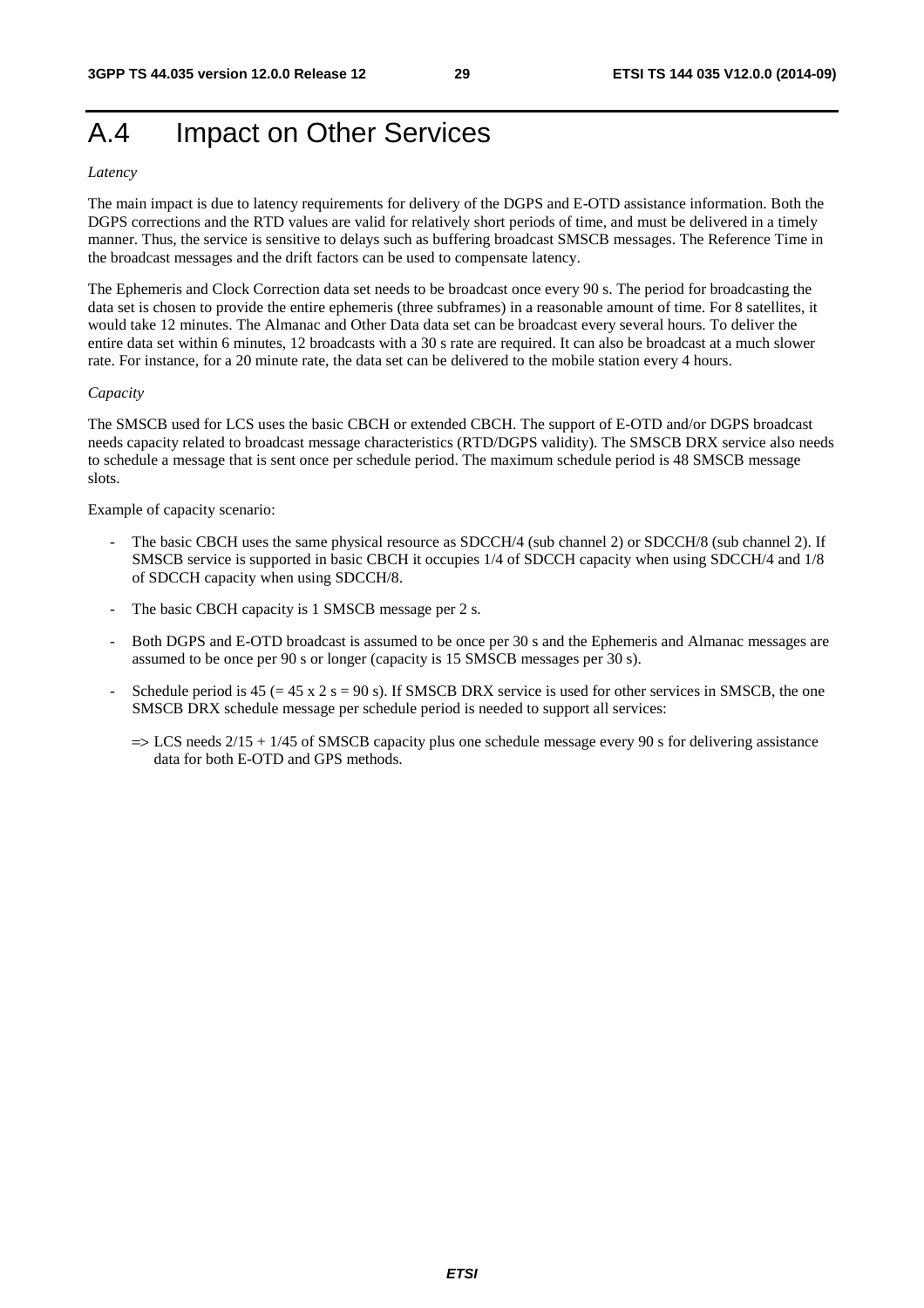# A.4 Impact on Other Services

*Latency*

The main impact is due to latency requirements for delivery of the DGPS and E-OTD assistance information. Both the DGPS corrections and the RTD values are valid for relatively short periods of time, and must be delivered in a timely manner. Thus, the service is sensitive to delays such as buffering broadcast SMSCB messages. The Reference Time in the broadcast messages and the drift factors can be used to compensate latency.

The Ephemeris and Clock Correction data set needs to be broadcast once every 90 s. The period for broadcasting the data set is chosen to provide the entire ephemeris (three subframes) in a reasonable amount of time. For 8 satellites, it would take 12 minutes. The Almanac and Other Data data set can be broadcast every several hours. To deliver the entire data set within 6 minutes, 12 broadcasts with a 30 s rate are required. It can also be broadcast at a much slower rate. For instance, for a 20 minute rate, the data set can be delivered to the mobile station every 4 hours.

*Capacity*

The SMSCB used for LCS uses the basic CBCH or extended CBCH. The support of E-OTD and/or DGPS broadcast needs capacity related to broadcast message characteristics (RTD/DGPS validity). The SMSCB DRX service also needs to schedule a message that is sent once per schedule period. The maximum schedule period is 48 SMSCB message slots.

Example of capacity scenario:

- The basic CBCH uses the same physical resource as SDCCH/4 (sub channel 2) or SDCCH/8 (sub channel 2). If SMSCB service is supported in basic CBCH it occupies 1/4 of SDCCH capacity when using SDCCH/4 and 1/8 of SDCCH capacity when using SDCCH/8.
- The basic CBCH capacity is 1 SMSCB message per 2 s.
- Both DGPS and E-OTD broadcast is assumed to be once per 30 s and the Ephemeris and Almanac messages are assumed to be once per 90 s or longer (capacity is 15 SMSCB messages per 30 s).
- Schedule period is 45 (= 45 x 2 s = 90 s). If SMSCB DRX service is used for other services in SMSCB, the one SMSCB DRX schedule message per schedule period is needed to support all services:

  => LCS needs 2/15 + 1/45 of SMSCB capacity plus one schedule message every 90 s for delivering assistance data for both E-OTD and GPS methods.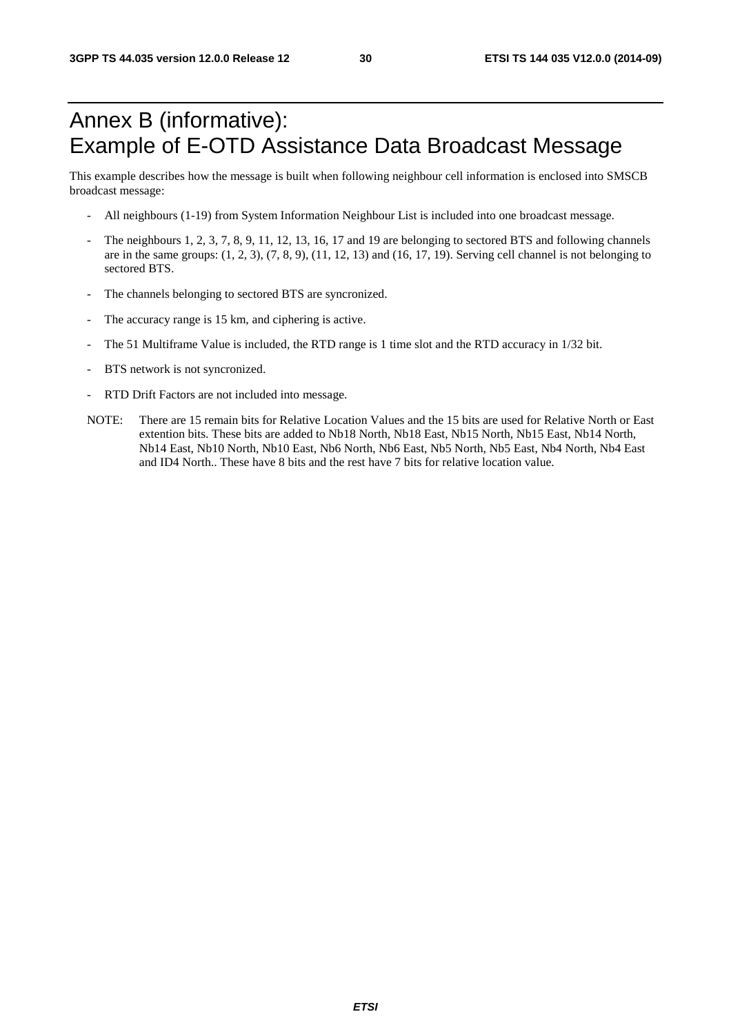# Annex B (informative): Example of E-OTD Assistance Data Broadcast Message

This example describes how the message is built when following neighbour cell information is enclosed into SMSCB broadcast message:

- All neighbours (1-19) from System Information Neighbour List is included into one broadcast message.
- The neighbours 1, 2, 3, 7, 8, 9, 11, 12, 13, 16, 17 and 19 are belonging to sectored BTS and following channels are in the same groups: (1, 2, 3), (7, 8, 9), (11, 12, 13) and (16, 17, 19). Serving cell channel is not belonging to sectored BTS.
- The channels belonging to sectored BTS are syncronized.
- The accuracy range is 15 km, and ciphering is active.
- The 51 Multiframe Value is included, the RTD range is 1 time slot and the RTD accuracy in 1/32 bit.
- BTS network is not syncronized.
- RTD Drift Factors are not included into message.

NOTE: There are 15 remain bits for Relative Location Values and the 15 bits are used for Relative North or East extention bits. These bits are added to Nb18 North, Nb18 East, Nb15 North, Nb15 East, Nb14 North, Nb14 East, Nb10 North, Nb10 East, Nb6 North, Nb6 East, Nb5 North, Nb5 East, Nb4 North, Nb4 East and ID4 North.. These have 8 bits and the rest have 7 bits for relative location value.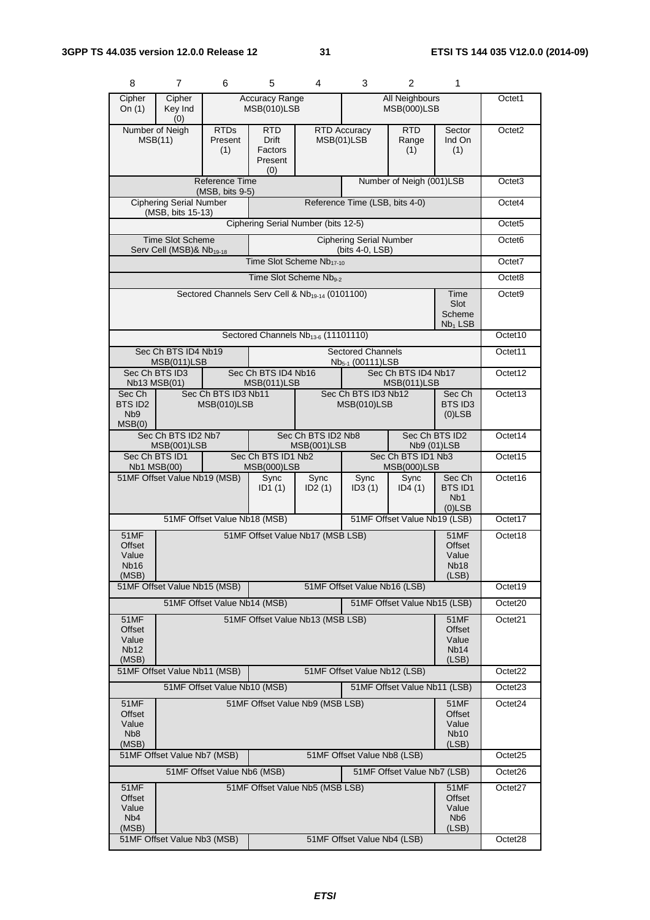| 8 | 7 | 6 | 5 | 4 | 3 | 2 | 1 | |
|---|---|---|---|---|---|---|---|---|
| Cipher On (1) | Cipher Key Ind (0) | Accuracy Range MSB(010)LSB | | | All Neighbours MSB(000)LSB | | | Octet1 |
| Number of Neigh MSB(11) | | RTDs Present (1) | RTD Drift Factors Present (0) | RTD Accuracy MSB(01)LSB | | RTD Range (1) | Sector Ind On (1) | Octet2 |
| Reference Time (MSB, bits 9-5) | | | | | Number of Neigh (001)LSB | | | Octet3 |
| Ciphering Serial Number (MSB, bits 15-13) | | | Reference Time (LSB, bits 4-0) | | | | | Octet4 |
| Ciphering Serial Number (bits 12-5) | | | | | | | | Octet5 |
| Time Slot Scheme Serv Cell (MSB)& $Nb_{19\text{-}18}$ | | | Ciphering Serial Number (bits 4-0, LSB) | | | | | Octet6 |
| Time Slot Scheme $Nb_{17\text{-}10}$ | | | | | | | | Octet7 |
| Time Slot Scheme $Nb_{9\text{-}2}$ | | | | | | | | Octet8 |
| Sectored Channels Serv Cell & $Nb_{19\text{-}14}$ (0101100) | | | | | | | Time Slot Scheme $Nb_1$ LSB | Octet9 |
| Sectored Channels $Nb_{13\text{-}6}$ (11101110) | | | | | | | | Octet10 |
| Sec Ch BTS ID4 Nb19 MSB(011)LSB | | | Sectored Channels $Nb_{5\text{-}1}$ (00111)LSB | | | | | Octet11 |
| Sec Ch BTS ID3 Nb13 MSB(01) | | Sec Ch BTS ID4 Nb16 MSB(011)LSB | | | Sec Ch BTS ID4 Nb17 MSB(011)LSB | | | Octet12 |
| Sec Ch BTS ID2 Nb9 MSB(0) | Sec Ch BTS ID3 Nb11 MSB(010)LSB | | | Sec Ch BTS ID3 Nb12 MSB(010)LSB | | | Sec Ch BTS ID3 (0)LSB | Octet13 |
| Sec Ch BTS ID2 Nb7 MSB(001)LSB | | | Sec Ch BTS ID2 Nb8 MSB(001)LSB | | | Sec Ch BTS ID2 Nb9 (01)LSB | | Octet14 |
| Sec Ch BTS ID1 Nb1 MSB(00) | | Sec Ch BTS ID1 Nb2 MSB(000)LSB | | | Sec Ch BTS ID1 Nb3 MSB(000)LSB | | | Octet15 |
| 51MF Offset Value Nb19 (MSB) | | | Sync ID1 (1) | Sync ID2 (1) | Sync ID3 (1) | Sync ID4 (1) | Sec Ch BTS ID1 Nb1 (0)LSB | Octet16 |
| 51MF Offset Value Nb18 (MSB) | | | | | 51MF Offset Value Nb19 (LSB) | | | Octet17 |
| 51MF Offset Value Nb16 (MSB) | 51MF Offset Value Nb17 (MSB LSB) | | | | | | 51MF Offset Value Nb18 (LSB) | Octet18 |
| 51MF Offset Value Nb15 (MSB) | | | 51MF Offset Value Nb16 (LSB) | | | | | Octet19 |
| 51MF Offset Value Nb14 (MSB) | | | | | 51MF Offset Value Nb15 (LSB) | | | Octet20 |
| 51MF Offset Value Nb12 (MSB) | 51MF Offset Value Nb13 (MSB LSB) | | | | | | 51MF Offset Value Nb14 (LSB) | Octet21 |
| 51MF Offset Value Nb11 (MSB) | | | 51MF Offset Value Nb12 (LSB) | | | | | Octet22 |
| 51MF Offset Value Nb10 (MSB) | | | | | 51MF Offset Value Nb11 (LSB) | | | Octet23 |
| 51MF Offset Value Nb8 (MSB) | 51MF Offset Value Nb9 (MSB LSB) | | | | | | 51MF Offset Value Nb10 (LSB) | Octet24 |
| 51MF Offset Value Nb7 (MSB) | | | 51MF Offset Value Nb8 (LSB) | | | | | Octet25 |
| 51MF Offset Value Nb6 (MSB) | | | | | 51MF Offset Value Nb7 (LSB) | | | Octet26 |
| 51MF Offset Value Nb4 (MSB) | 51MF Offset Value Nb5 (MSB LSB) | | | | | | 51MF Offset Value Nb6 (LSB) | Octet27 |
| 51MF Offset Value Nb3 (MSB) | | | 51MF Offset Value Nb4 (LSB) | | | | | Octet28 |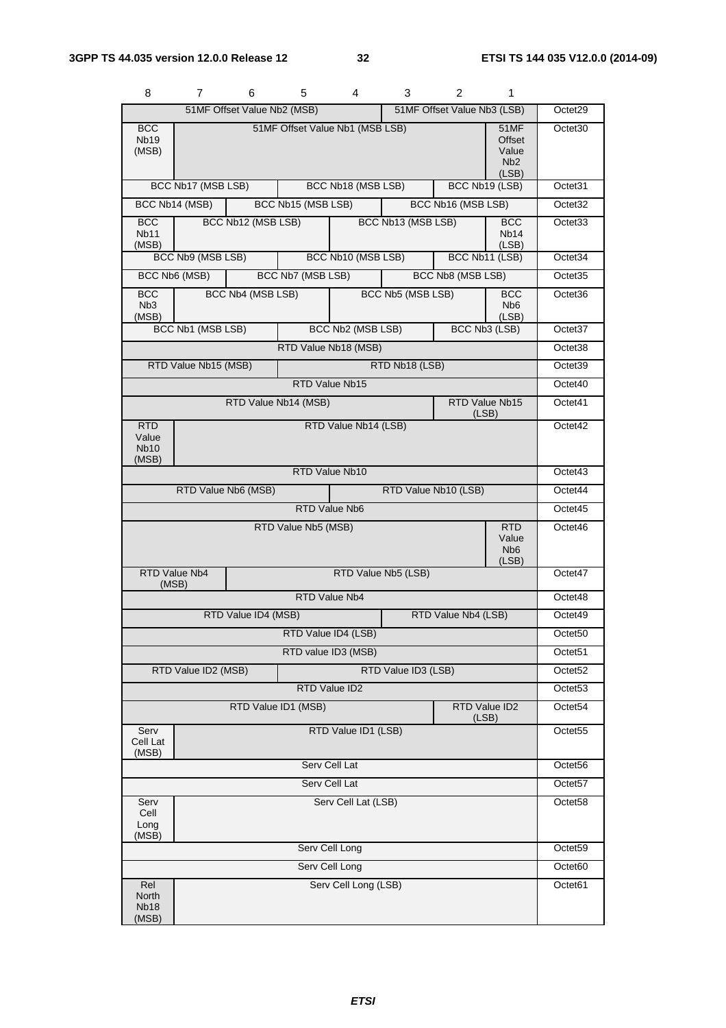| 8 | 7 | 6 | 5 | 4 | 3 | 2 | 1 | |
|---|---|---|---|---|---|---|---|---|
| 51MF Offset Value Nb2 (MSB) | | | | | 51MF Offset Value Nb3 (LSB) | | | Octet29 |
| BCC Nb19 (MSB) | 51MF Offset Value Nb1 (MSB LSB) | | | | | | 51MF Offset Value Nb2 (LSB) | Octet30 |
| BCC Nb17 (MSB LSB) | | | BCC Nb18 (MSB LSB) | | | BCC Nb19 (LSB) | | Octet31 |
| BCC Nb14 (MSB) | | BCC Nb15 (MSB LSB) | | | BCC Nb16 (MSB LSB) | | | Octet32 |
| BCC Nb11 (MSB) | BCC Nb12 (MSB LSB) | | | BCC Nb13 (MSB LSB) | | | BCC Nb14 (LSB) | Octet33 |
| BCC Nb9 (MSB LSB) | | | BCC Nb10 (MSB LSB) | | | BCC Nb11 (LSB) | | Octet34 |
| BCC Nb6 (MSB) | | BCC Nb7 (MSB LSB) | | | BCC Nb8 (MSB LSB) | | | Octet35 |
| BCC Nb3 (MSB) | BCC Nb4 (MSB LSB) | | | BCC Nb5 (MSB LSB) | | | BCC Nb6 (LSB) | Octet36 |
| BCC Nb1 (MSB LSB) | | | BCC Nb2 (MSB LSB) | | | BCC Nb3 (LSB) | | Octet37 |
| RTD Value Nb18 (MSB) | | | | | | | | Octet38 |
| RTD Value Nb15 (MSB) | | | RTD Nb18 (LSB) | | | | | Octet39 |
| RTD Value Nb15 | | | | | | | | Octet40 |
| RTD Value Nb14 (MSB) | | | | | | RTD Value Nb15 (LSB) | | Octet41 |
| RTD Value Nb10 (MSB) | RTD Value Nb14 (LSB) | | | | | | | Octet42 |
| RTD Value Nb10 | | | | | | | | Octet43 |
| RTD Value Nb6 (MSB) | | | | RTD Value Nb10 (LSB) | | | | Octet44 |
| RTD Value Nb6 | | | | | | | | Octet45 |
| RTD Value Nb5 (MSB) | | | | | | | RTD Value Nb6 (LSB) | Octet46 |
| RTD Value Nb4 (MSB) | | RTD Value Nb5 (LSB) | | | | | | Octet47 |
| RTD Value Nb4 | | | | | | | | Octet48 |
| RTD Value ID4 (MSB) | | | | | RTD Value Nb4 (LSB) | | | Octet49 |
| RTD Value ID4 (LSB) | | | | | | | | Octet50 |
| RTD value ID3 (MSB) | | | | | | | | Octet51 |
| RTD Value ID2 (MSB) | | | RTD Value ID3 (LSB) | | | | | Octet52 |
| RTD Value ID2 | | | | | | | | Octet53 |
| RTD Value ID1 (MSB) | | | | | | RTD Value ID2 (LSB) | | Octet54 |
| Serv Cell Lat (MSB) | RTD Value ID1 (LSB) | | | | | | | Octet55 |
| Serv Cell Lat | | | | | | | | Octet56 |
| Serv Cell Lat | | | | | | | | Octet57 |
| Serv Cell Long (MSB) | Serv Cell Lat (LSB) | | | | | | | Octet58 |
| Serv Cell Long | | | | | | | | Octet59 |
| Serv Cell Long | | | | | | | | Octet60 |
| Rel North Nb18 (MSB) | Serv Cell Long (LSB) | | | | | | | Octet61 |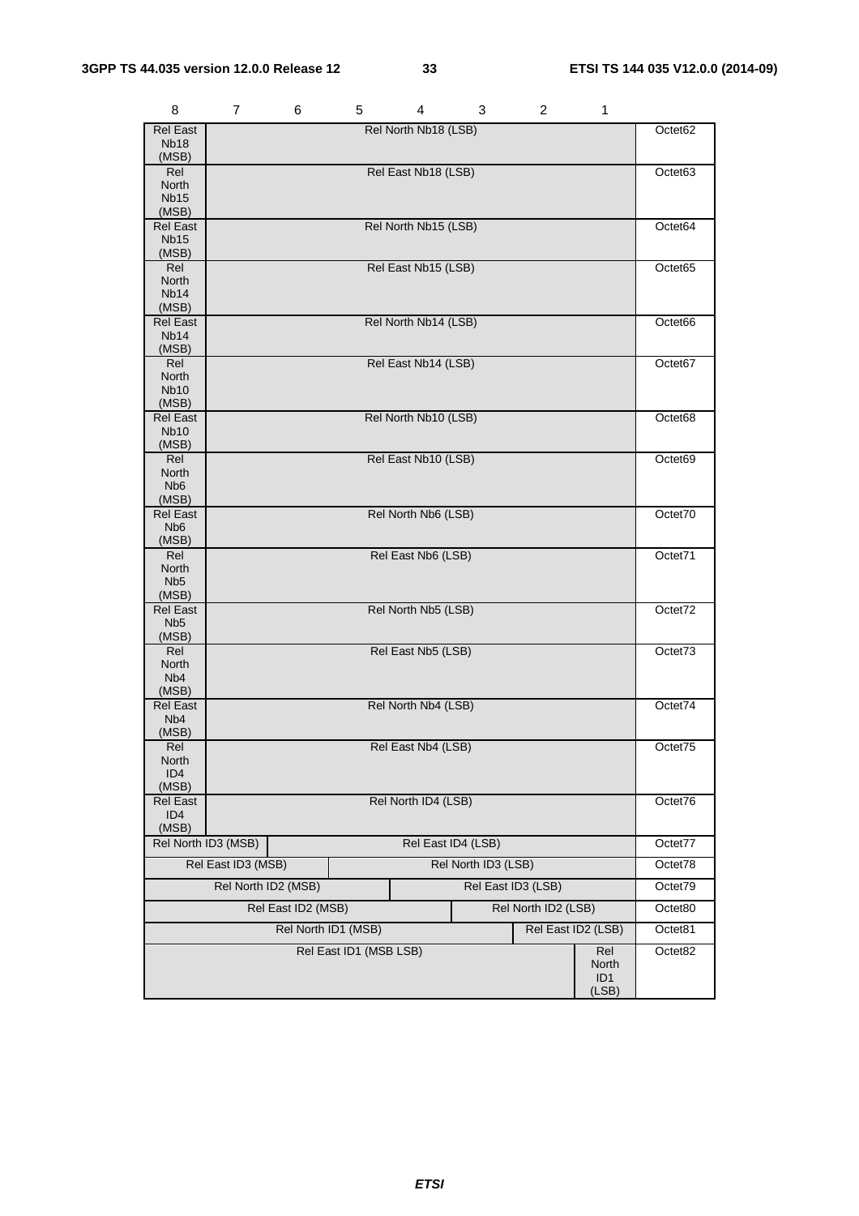| 8 | 7 | 6 | 5 | 4 | 3 | 2 | 1 | |
|---|---|---|---|---|---|---|---|---|
| Rel East Nb18 (MSB) | Rel North Nb18 (LSB) | | | | | | | Octet62 |
| Rel North Nb15 (MSB) | Rel East Nb18 (LSB) | | | | | | | Octet63 |
| Rel East Nb15 (MSB) | Rel North Nb15 (LSB) | | | | | | | Octet64 |
| Rel North Nb14 (MSB) | Rel East Nb15 (LSB) | | | | | | | Octet65 |
| Rel East Nb14 (MSB) | Rel North Nb14 (LSB) | | | | | | | Octet66 |
| Rel North Nb10 (MSB) | Rel East Nb14 (LSB) | | | | | | | Octet67 |
| Rel East Nb10 (MSB) | Rel North Nb10 (LSB) | | | | | | | Octet68 |
| Rel North Nb6 (MSB) | Rel East Nb10 (LSB) | | | | | | | Octet69 |
| Rel East Nb6 (MSB) | Rel North Nb6 (LSB) | | | | | | | Octet70 |
| Rel North Nb5 (MSB) | Rel East Nb6 (LSB) | | | | | | | Octet71 |
| Rel East Nb5 (MSB) | Rel North Nb5 (LSB) | | | | | | | Octet72 |
| Rel North Nb4 (MSB) | Rel East Nb5 (LSB) | | | | | | | Octet73 |
| Rel East Nb4 (MSB) | Rel North Nb4 (LSB) | | | | | | | Octet74 |
| Rel North ID4 (MSB) | Rel East Nb4 (LSB) | | | | | | | Octet75 |
| Rel East ID4 (MSB) | Rel North ID4 (LSB) | | | | | | | Octet76 |
| Rel North ID3 (MSB) | | Rel East ID4 (LSB) | | | | | | Octet77 |
| Rel East ID3 (MSB) | | | Rel North ID3 (LSB) | | | | | Octet78 |
| Rel North ID2 (MSB) | | | | Rel East ID3 (LSB) | | | | Octet79 |
| Rel East ID2 (MSB) | | | | | Rel North ID2 (LSB) | | | Octet80 |
| Rel North ID1 (MSB) | | | | | | Rel East ID2 (LSB) | | Octet81 |
| Rel East ID1 (MSB LSB) | | | | | | | Rel North ID1 (LSB) | Octet82 |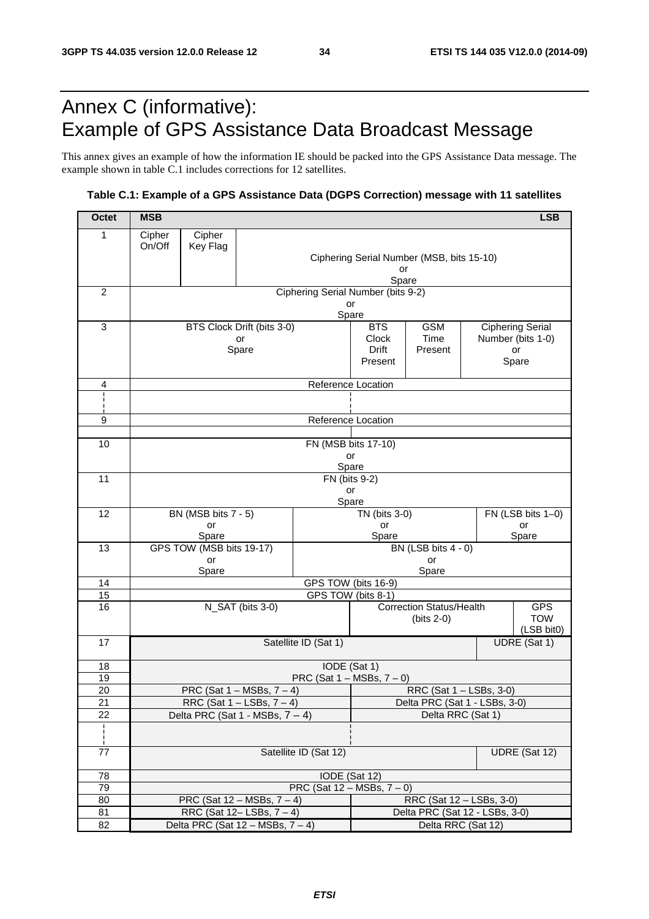# Annex C (informative): Example of GPS Assistance Data Broadcast Message

This annex gives an example of how the information IE should be packed into the GPS Assistance Data message. The example shown in table C.1 includes corrections for 12 satellites.

**Table C.1: Example of a GPS Assistance Data (DGPS Correction) message with 11 satellites**

| Octet | MSB | | | | | | | LSB |
|---|---|---|---|---|---|---|---|---|
| 1 | Cipher On/Off | Cipher Key Flag | Ciphering Serial Number (MSB, bits 15-10) or Spare | | | | | |
| 2 | Ciphering Serial Number (bits 9-2) or Spare | | | | | | | |
| 3 | BTS Clock Drift (bits 3-0) or Spare | | | | BTS Clock Drift Present | GSM Time Present | Ciphering Serial Number (bits 1-0) or Spare | |
| 4 | Reference Location | | | | | | | |
| ¦ | ¦ | | | | | | | |
| 9 | Reference Location | | | | | | | |
| 10 | FN (MSB bits 17-10) or Spare | | | | | | | |
| 11 | FN (bits 9-2) or Spare | | | | | | | |
| 12 | BN (MSB bits 7 - 5) or Spare | | | TN (bits 3-0) or Spare | | | FN (LSB bits 1–0) or Spare | |
| 13 | GPS TOW (MSB bits 19-17) or Spare | | | BN (LSB bits 4 - 0) or Spare | | | | |
| 14 | GPS TOW (bits 16-9) | | | | | | | |
| 15 | GPS TOW (bits 8-1) | | | | | | | |
| 16 | N_SAT (bits 3-0) | | | | Correction Status/Health (bits 2-0) | | | GPS TOW (LSB bit0) |
| 17 | Satellite ID (Sat 1) | | | | | | UDRE (Sat 1) | |
| 18 | IODE (Sat 1) | | | | | | | |
| 19 | PRC (Sat 1 – MSBs, 7 – 0) | | | | | | | |
| 20 | PRC (Sat 1 – MSBs, 7 – 4) | | | | RRC (Sat 1 – LSBs, 3-0) | | | |
| 21 | RRC (Sat 1 – LSBs, 7 – 4) | | | | Delta PRC (Sat 1 - LSBs, 3-0) | | | |
| 22 | Delta PRC (Sat 1 - MSBs, 7 – 4) | | | | Delta RRC (Sat 1) | | | |
| ¦ | ¦ | | | | | | | |
| 77 | Satellite ID (Sat 12) | | | | | | UDRE (Sat 12) | |
| 78 | IODE (Sat 12) | | | | | | | |
| 79 | PRC (Sat 12 – MSBs, 7 – 0) | | | | | | | |
| 80 | PRC (Sat 12 – MSBs, 7 – 4) | | | | RRC (Sat 12 – LSBs, 3-0) | | | |
| 81 | RRC (Sat 12– LSBs, 7 – 4) | | | | Delta PRC (Sat 12 - LSBs, 3-0) | | | |
| 82 | Delta PRC (Sat 12 – MSBs, 7 – 4) | | | | Delta RRC (Sat 12) | | | |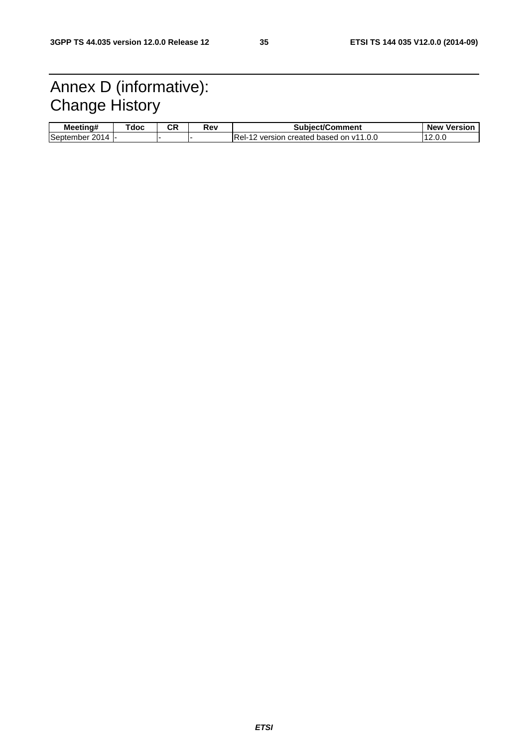# Annex D (informative): Change History

| Meeting# | Tdoc | CR | Rev | Subject/Comment | New Version |
|---|---|---|---|---|---|
| September 2014 | - | - | - | Rel-12 version created based on v11.0.0 | 12.0.0 |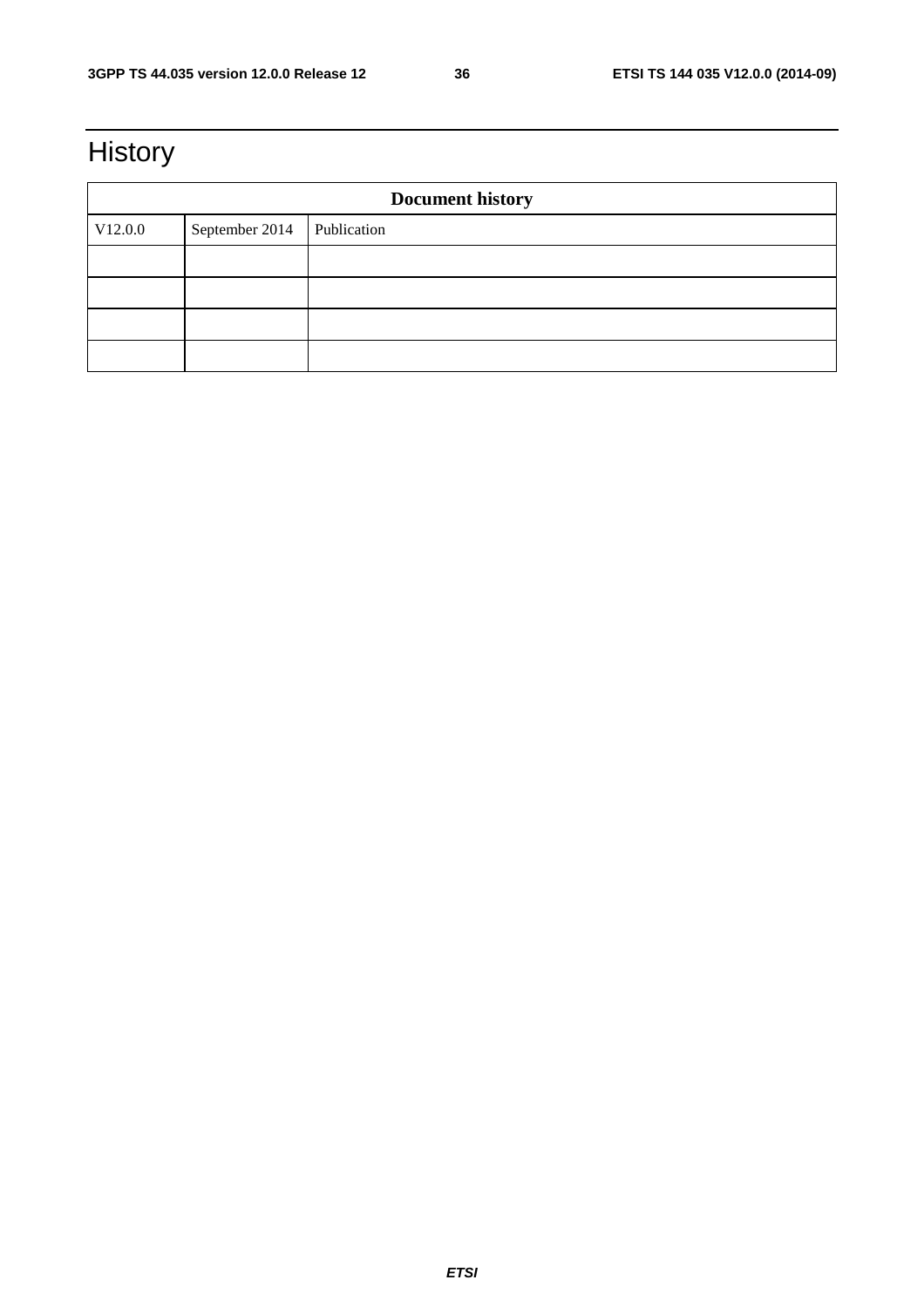# History

| Document history | | |
|---|---|---|
| V12.0.0 | September 2014 | Publication |
| | | |
| | | |
| | | |
| | | |